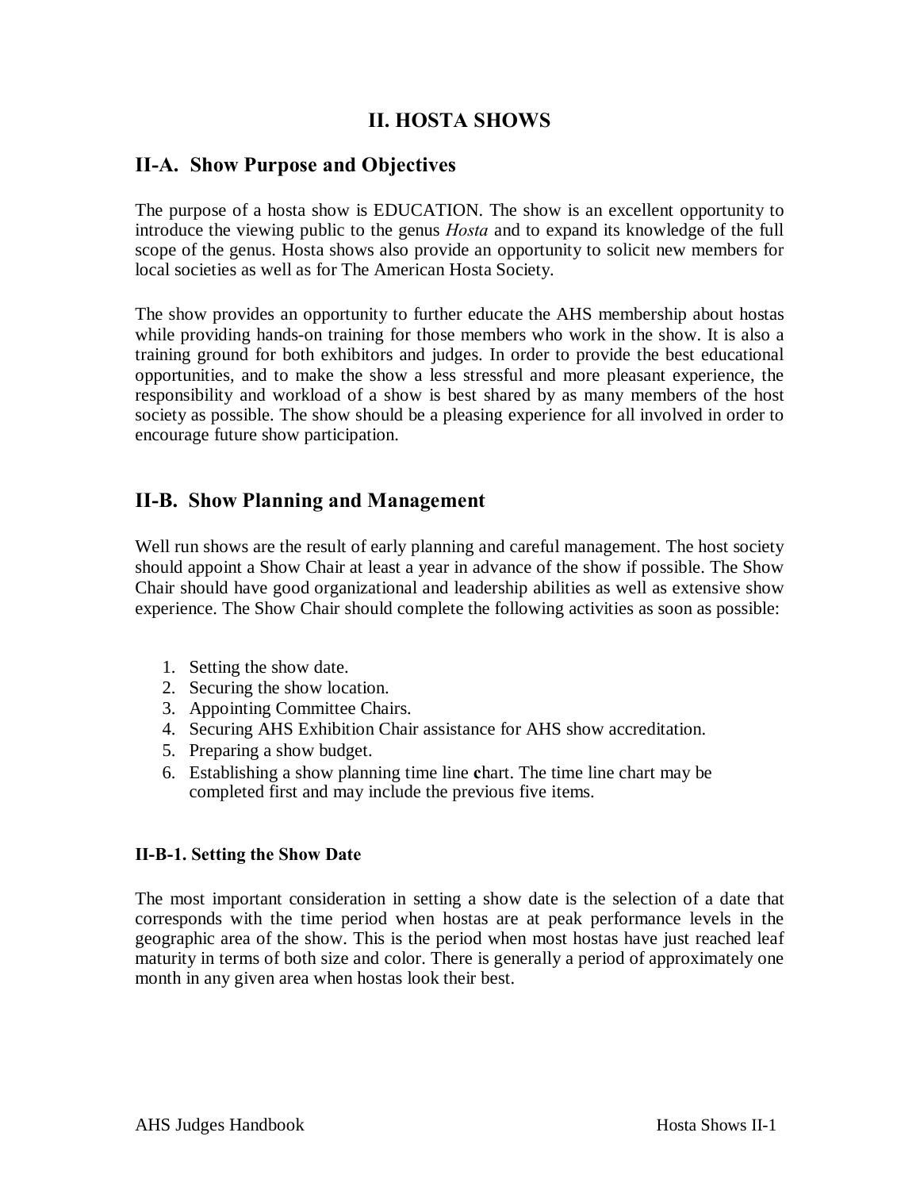# II. HOSTA SHOWS

## II-A. Show Purpose and Objectives

The purpose of a hosta show is EDUCATION. The show is an excellent opportunity to introduce the viewing public to the genus *Hosta* and to expand its knowledge of the full scope of the genus. Hosta shows also provide an opportunity to solicit new members for local societies as well as for The American Hosta Society.

The show provides an opportunity to further educate the AHS membership about hostas while providing hands-on training for those members who work in the show. It is also a training ground for both exhibitors and judges. In order to provide the best educational opportunities, and to make the show a less stressful and more pleasant experience, the responsibility and workload of a show is best shared by as many members of the host society as possible. The show should be a pleasing experience for all involved in order to encourage future show participation.

## II-B. Show Planning and Management

Well run shows are the result of early planning and careful management. The host society should appoint a Show Chair at least a year in advance of the show if possible. The Show Chair should have good organizational and leadership abilities as well as extensive show experience. The Show Chair should complete the following activities as soon as possible:

1. Setting the show date.
2. Securing the show location.
3. Appointing Committee Chairs.
4. Securing AHS Exhibition Chair assistance for AHS show accreditation.
5. Preparing a show budget.
6. Establishing a show planning time line chart. The time line chart may be completed first and may include the previous five items.

### II-B-1. Setting the Show Date

The most important consideration in setting a show date is the selection of a date that corresponds with the time period when hostas are at peak performance levels in the geographic area of the show. This is the period when most hostas have just reached leaf maturity in terms of both size and color. There is generally a period of approximately one month in any given area when hostas look their best.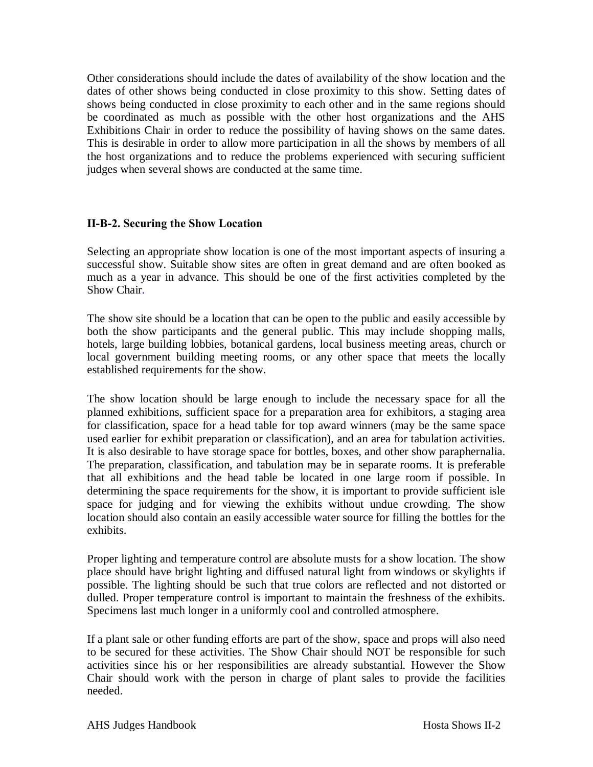Other considerations should include the dates of availability of the show location and the dates of other shows being conducted in close proximity to this show. Setting dates of shows being conducted in close proximity to each other and in the same regions should be coordinated as much as possible with the other host organizations and the AHS Exhibitions Chair in order to reduce the possibility of having shows on the same dates. This is desirable in order to allow more participation in all the shows by members of all the host organizations and to reduce the problems experienced with securing sufficient judges when several shows are conducted at the same time.

### II-B-2. Securing the Show Location

Selecting an appropriate show location is one of the most important aspects of insuring a successful show. Suitable show sites are often in great demand and are often booked as much as a year in advance. This should be one of the first activities completed by the Show Chair.

The show site should be a location that can be open to the public and easily accessible by both the show participants and the general public. This may include shopping malls, hotels, large building lobbies, botanical gardens, local business meeting areas, church or local government building meeting rooms, or any other space that meets the locally established requirements for the show.

The show location should be large enough to include the necessary space for all the planned exhibitions, sufficient space for a preparation area for exhibitors, a staging area for classification, space for a head table for top award winners (may be the same space used earlier for exhibit preparation or classification), and an area for tabulation activities. It is also desirable to have storage space for bottles, boxes, and other show paraphernalia. The preparation, classification, and tabulation may be in separate rooms. It is preferable that all exhibitions and the head table be located in one large room if possible. In determining the space requirements for the show, it is important to provide sufficient isle space for judging and for viewing the exhibits without undue crowding. The show location should also contain an easily accessible water source for filling the bottles for the exhibits.

Proper lighting and temperature control are absolute musts for a show location. The show place should have bright lighting and diffused natural light from windows or skylights if possible. The lighting should be such that true colors are reflected and not distorted or dulled. Proper temperature control is important to maintain the freshness of the exhibits. Specimens last much longer in a uniformly cool and controlled atmosphere.

If a plant sale or other funding efforts are part of the show, space and props will also need to be secured for these activities. The Show Chair should NOT be responsible for such activities since his or her responsibilities are already substantial. However the Show Chair should work with the person in charge of plant sales to provide the facilities needed.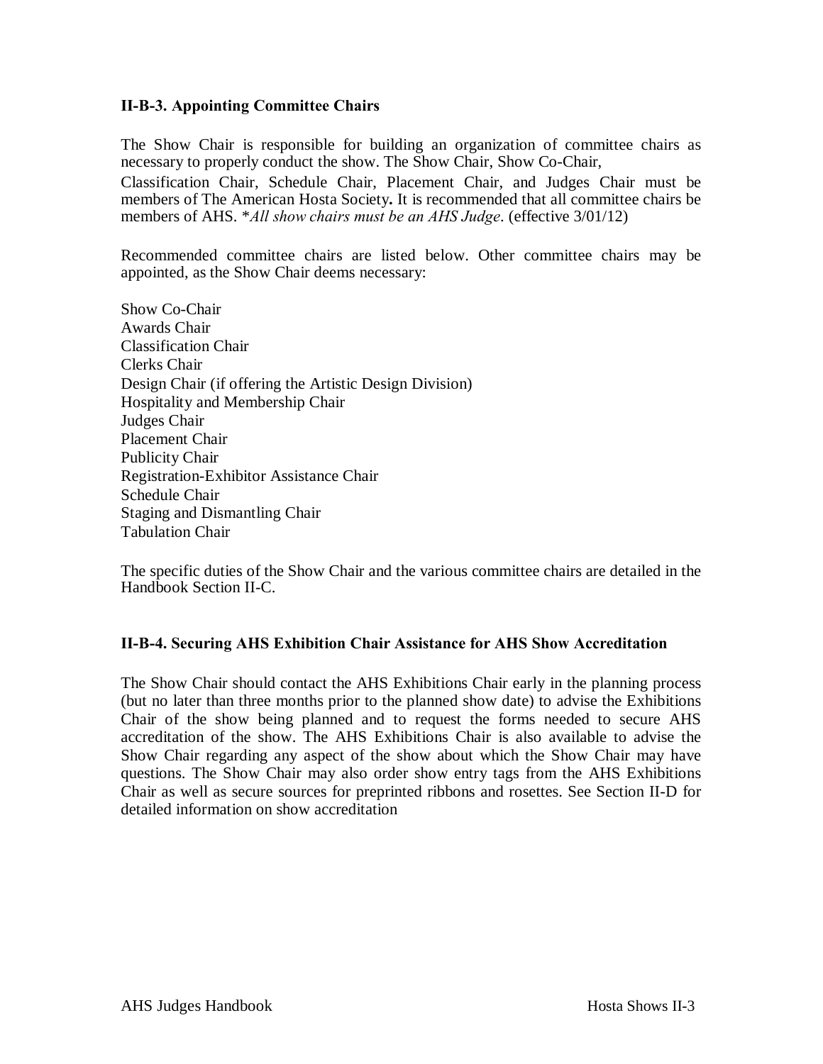### II-B-3. Appointing Committee Chairs

The Show Chair is responsible for building an organization of committee chairs as necessary to properly conduct the show. The Show Chair, Show Co-Chair, Classification Chair, Schedule Chair, Placement Chair, and Judges Chair must be members of The American Hosta Society**.** It is recommended that all committee chairs be members of AHS. **All show chairs must be an AHS Judge*. (effective 3/01/12)

Recommended committee chairs are listed below. Other committee chairs may be appointed, as the Show Chair deems necessary:

Show Co-Chair
Awards Chair
Classification Chair
Clerks Chair
Design Chair (if offering the Artistic Design Division)
Hospitality and Membership Chair
Judges Chair
Placement Chair
Publicity Chair
Registration-Exhibitor Assistance Chair
Schedule Chair
Staging and Dismantling Chair
Tabulation Chair

The specific duties of the Show Chair and the various committee chairs are detailed in the Handbook Section II-C.

### II-B-4. Securing AHS Exhibition Chair Assistance for AHS Show Accreditation

The Show Chair should contact the AHS Exhibitions Chair early in the planning process (but no later than three months prior to the planned show date) to advise the Exhibitions Chair of the show being planned and to request the forms needed to secure AHS accreditation of the show. The AHS Exhibitions Chair is also available to advise the Show Chair regarding any aspect of the show about which the Show Chair may have questions. The Show Chair may also order show entry tags from the AHS Exhibitions Chair as well as secure sources for preprinted ribbons and rosettes. See Section II-D for detailed information on show accreditation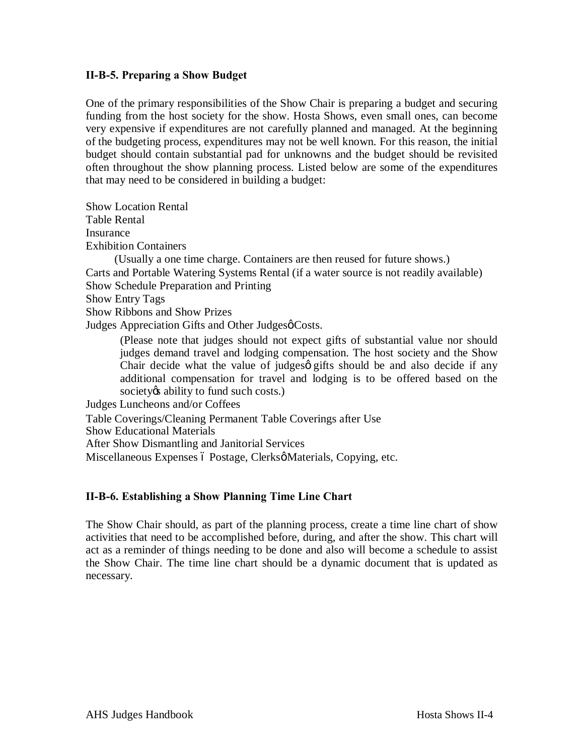### II-B-5. Preparing a Show Budget

One of the primary responsibilities of the Show Chair is preparing a budget and securing funding from the host society for the show. Hosta Shows, even small ones, can become very expensive if expenditures are not carefully planned and managed. At the beginning of the budgeting process, expenditures may not be well known. For this reason, the initial budget should contain substantial pad for unknowns and the budget should be revisited often throughout the show planning process. Listed below are some of the expenditures that may need to be considered in building a budget:

Show Location Rental
Table Rental
Insurance
Exhibition Containers
(Usually a one time charge. Containers are then reused for future shows.)
Carts and Portable Watering Systems Rental (if a water source is not readily available)
Show Schedule Preparation and Printing
Show Entry Tags
Show Ribbons and Show Prizes
Judges Appreciation Gifts and Other Judgesô Costs.
(Please note that judges should not expect gifts of substantial value nor should judges demand travel and lodging compensation. The host society and the Show Chair decide what the value of judgesô gifts should be and also decide if any additional compensation for travel and lodging is to be offered based on the societyôs ability to fund such costs.)
Judges Luncheons and/or Coffees
Table Coverings/Cleaning Permanent Table Coverings after Use
Show Educational Materials
After Show Dismantling and Janitorial Services
Miscellaneous Expenses ó Postage, Clerksô Materials, Copying, etc.

### II-B-6. Establishing a Show Planning Time Line Chart

The Show Chair should, as part of the planning process, create a time line chart of show activities that need to be accomplished before, during, and after the show. This chart will act as a reminder of things needing to be done and also will become a schedule to assist the Show Chair. The time line chart should be a dynamic document that is updated as necessary.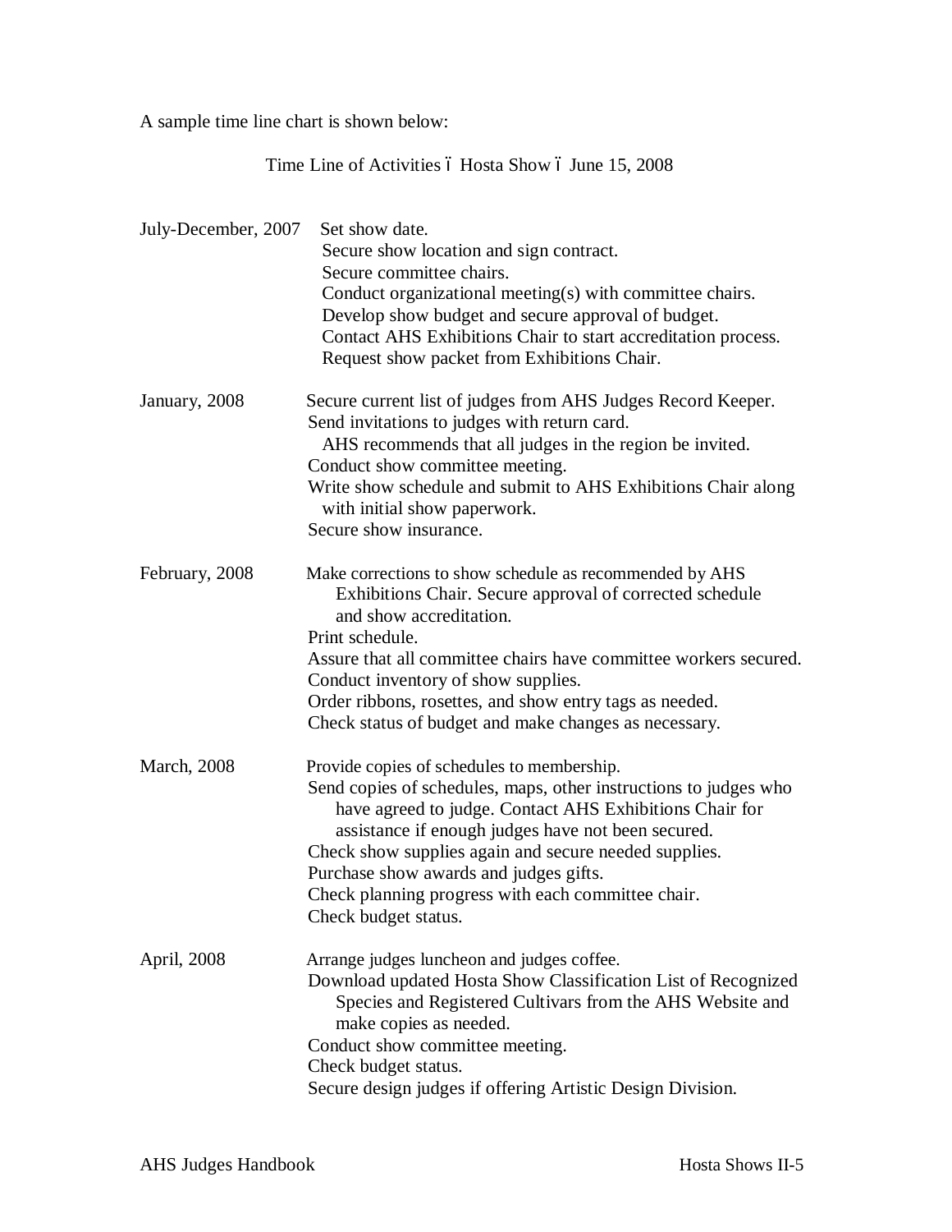A sample time line chart is shown below:

Time Line of Activities – Hosta Show – June 15, 2008

**July-December, 2007**

- Set show date.
- Secure show location and sign contract.
- Secure committee chairs.
- Conduct organizational meeting(s) with committee chairs.
- Develop show budget and secure approval of budget.
- Contact AHS Exhibitions Chair to start accreditation process.
- Request show packet from Exhibitions Chair.

**January, 2008**

- Secure current list of judges from AHS Judges Record Keeper.
- Send invitations to judges with return card.
  AHS recommends that all judges in the region be invited.
- Conduct show committee meeting.
- Write show schedule and submit to AHS Exhibitions Chair along with initial show paperwork.
- Secure show insurance.

**February, 2008**

- Make corrections to show schedule as recommended by AHS Exhibitions Chair. Secure approval of corrected schedule and show accreditation.
- Print schedule.
- Assure that all committee chairs have committee workers secured.
- Conduct inventory of show supplies.
- Order ribbons, rosettes, and show entry tags as needed.
- Check status of budget and make changes as necessary.

**March, 2008**

- Provide copies of schedules to membership.
- Send copies of schedules, maps, other instructions to judges who have agreed to judge. Contact AHS Exhibitions Chair for assistance if enough judges have not been secured.
- Check show supplies again and secure needed supplies.
- Purchase show awards and judges gifts.
- Check planning progress with each committee chair.
- Check budget status.

**April, 2008**

- Arrange judges luncheon and judges coffee.
- Download updated Hosta Show Classification List of Recognized Species and Registered Cultivars from the AHS Website and make copies as needed.
- Conduct show committee meeting.
- Check budget status.
- Secure design judges if offering Artistic Design Division.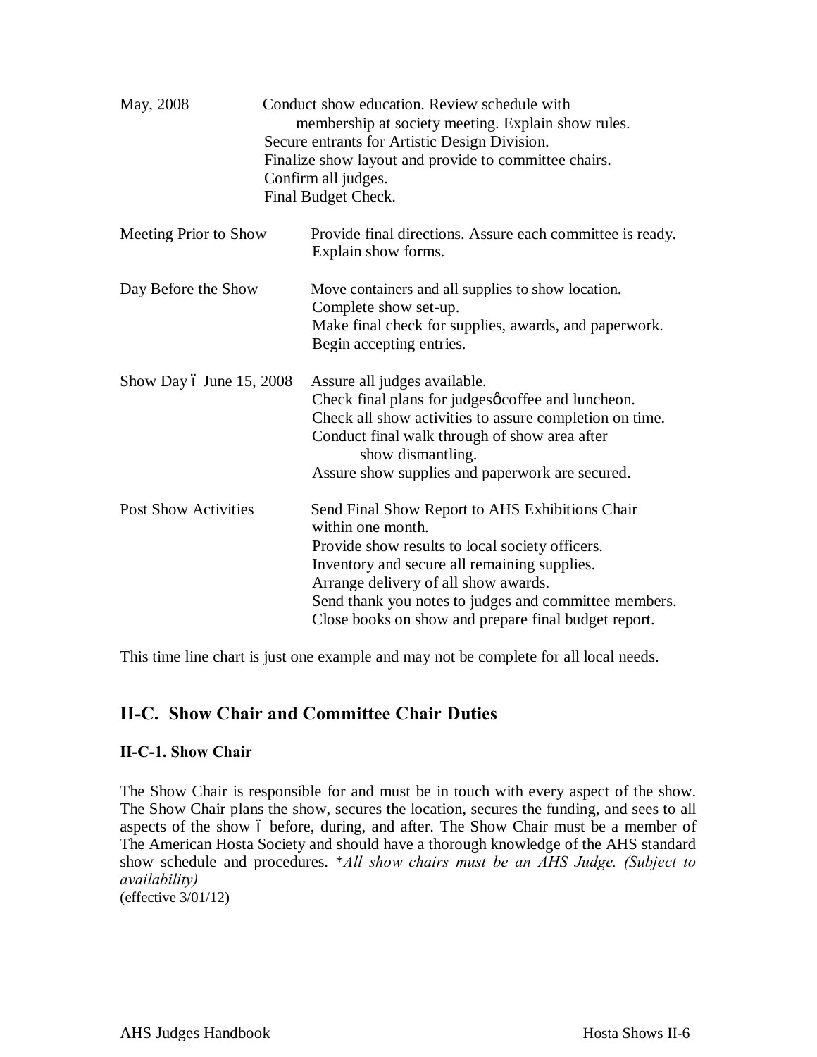| | |
|---|---|
| May, 2008 | Conduct show education. Review schedule with membership at society meeting. Explain show rules.<br>Secure entrants for Artistic Design Division.<br>Finalize show layout and provide to committee chairs.<br>Confirm all judges.<br>Final Budget Check. |
| Meeting Prior to Show | Provide final directions. Assure each committee is ready. Explain show forms. |
| Day Before the Show | Move containers and all supplies to show location.<br>Complete show set-up.<br>Make final check for supplies, awards, and paperwork.<br>Begin accepting entries. |
| Show Day – June 15, 2008 | Assure all judges available.<br>Check final plans for judges' coffee and luncheon.<br>Check all show activities to assure completion on time.<br>Conduct final walk through of show area after show dismantling.<br>Assure show supplies and paperwork are secured. |
| Post Show Activities | Send Final Show Report to AHS Exhibitions Chair within one month.<br>Provide show results to local society officers.<br>Inventory and secure all remaining supplies.<br>Arrange delivery of all show awards.<br>Send thank you notes to judges and committee members.<br>Close books on show and prepare final budget report. |

This time line chart is just one example and may not be complete for all local needs.

## II-C. Show Chair and Committee Chair Duties

### II-C-1. Show Chair

The Show Chair is responsible for and must be in touch with every aspect of the show. The Show Chair plans the show, secures the location, secures the funding, and sees to all aspects of the show – before, during, and after. The Show Chair must be a member of The American Hosta Society and should have a thorough knowledge of the AHS standard show schedule and procedures. **All show chairs must be an AHS Judge. (Subject to availability)*
(effective 3/01/12)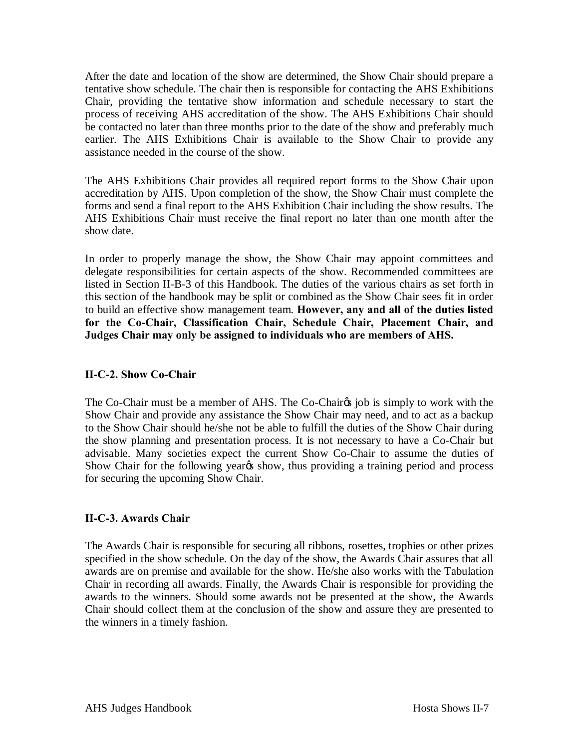After the date and location of the show are determined, the Show Chair should prepare a tentative show schedule. The chair then is responsible for contacting the AHS Exhibitions Chair, providing the tentative show information and schedule necessary to start the process of receiving AHS accreditation of the show. The AHS Exhibitions Chair should be contacted no later than three months prior to the date of the show and preferably much earlier. The AHS Exhibitions Chair is available to the Show Chair to provide any assistance needed in the course of the show.

The AHS Exhibitions Chair provides all required report forms to the Show Chair upon accreditation by AHS. Upon completion of the show, the Show Chair must complete the forms and send a final report to the AHS Exhibition Chair including the show results. The AHS Exhibitions Chair must receive the final report no later than one month after the show date.

In order to properly manage the show, the Show Chair may appoint committees and delegate responsibilities for certain aspects of the show. Recommended committees are listed in Section II-B-3 of this Handbook. The duties of the various chairs as set forth in this section of the handbook may be split or combined as the Show Chair sees fit in order to build an effective show management team. **However, any and all of the duties listed for the Co-Chair, Classification Chair, Schedule Chair, Placement Chair, and Judges Chair may only be assigned to individuals who are members of AHS.**

### II-C-2. Show Co-Chair

The Co-Chair must be a member of AHS. The Co-Chair's job is simply to work with the Show Chair and provide any assistance the Show Chair may need, and to act as a backup to the Show Chair should he/she not be able to fulfill the duties of the Show Chair during the show planning and presentation process. It is not necessary to have a Co-Chair but advisable. Many societies expect the current Show Co-Chair to assume the duties of Show Chair for the following year's show, thus providing a training period and process for securing the upcoming Show Chair.

### II-C-3. Awards Chair

The Awards Chair is responsible for securing all ribbons, rosettes, trophies or other prizes specified in the show schedule. On the day of the show, the Awards Chair assures that all awards are on premise and available for the show. He/she also works with the Tabulation Chair in recording all awards. Finally, the Awards Chair is responsible for providing the awards to the winners. Should some awards not be presented at the show, the Awards Chair should collect them at the conclusion of the show and assure they are presented to the winners in a timely fashion.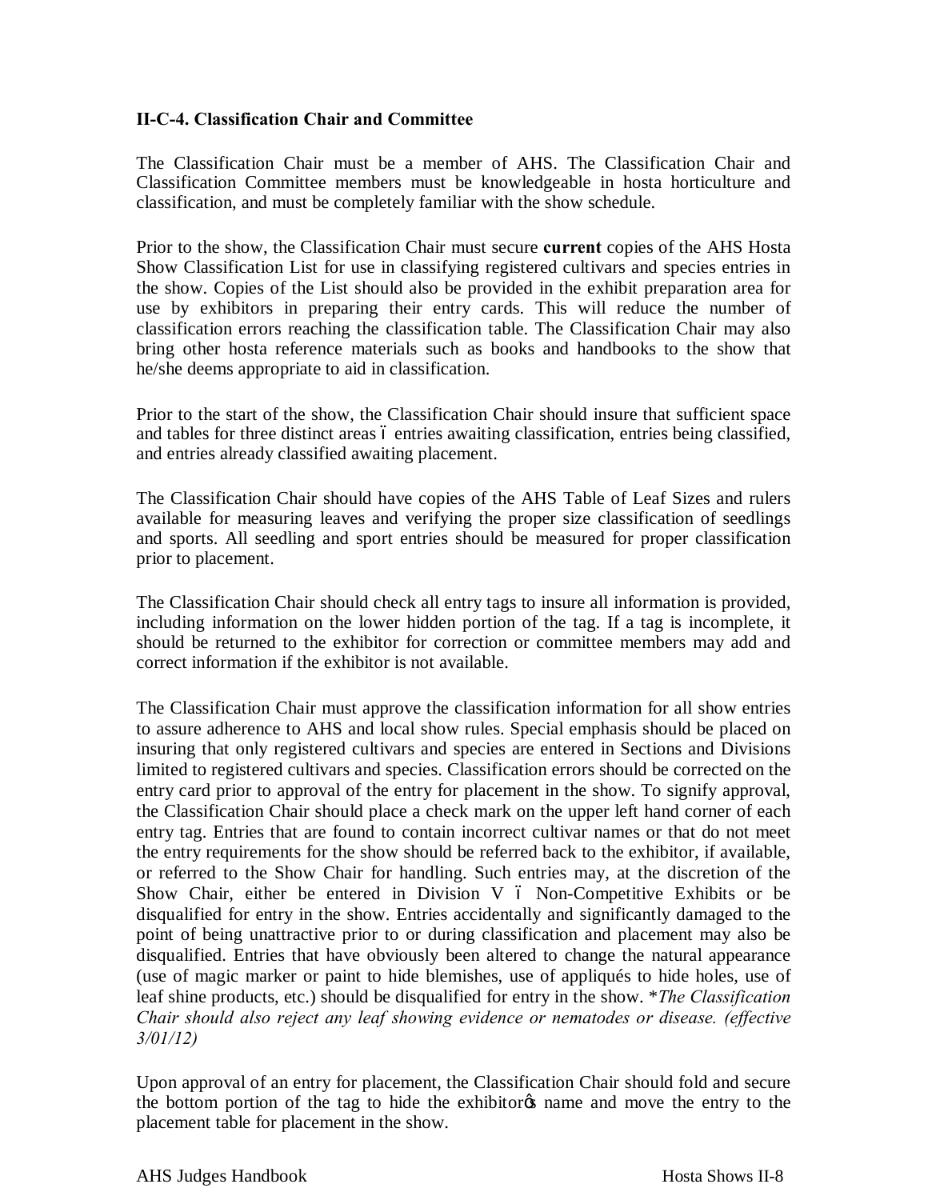**II-C-4. Classification Chair and Committee**

The Classification Chair must be a member of AHS. The Classification Chair and Classification Committee members must be knowledgeable in hosta horticulture and classification, and must be completely familiar with the show schedule.

Prior to the show, the Classification Chair must secure **current** copies of the AHS Hosta Show Classification List for use in classifying registered cultivars and species entries in the show. Copies of the List should also be provided in the exhibit preparation area for use by exhibitors in preparing their entry cards. This will reduce the number of classification errors reaching the classification table. The Classification Chair may also bring other hosta reference materials such as books and handbooks to the show that he/she deems appropriate to aid in classification.

Prior to the start of the show, the Classification Chair should insure that sufficient space and tables for three distinct areas – entries awaiting classification, entries being classified, and entries already classified awaiting placement.

The Classification Chair should have copies of the AHS Table of Leaf Sizes and rulers available for measuring leaves and verifying the proper size classification of seedlings and sports. All seedling and sport entries should be measured for proper classification prior to placement.

The Classification Chair should check all entry tags to insure all information is provided, including information on the lower hidden portion of the tag. If a tag is incomplete, it should be returned to the exhibitor for correction or committee members may add and correct information if the exhibitor is not available.

The Classification Chair must approve the classification information for all show entries to assure adherence to AHS and local show rules. Special emphasis should be placed on insuring that only registered cultivars and species are entered in Sections and Divisions limited to registered cultivars and species. Classification errors should be corrected on the entry card prior to approval of the entry for placement in the show. To signify approval, the Classification Chair should place a check mark on the upper left hand corner of each entry tag. Entries that are found to contain incorrect cultivar names or that do not meet the entry requirements for the show should be referred back to the exhibitor, if available, or referred to the Show Chair for handling. Such entries may, at the discretion of the Show Chair, either be entered in Division V – Non-Competitive Exhibits or be disqualified for entry in the show. Entries accidentally and significantly damaged to the point of being unattractive prior to or during classification and placement may also be disqualified. Entries that have obviously been altered to change the natural appearance (use of magic marker or paint to hide blemishes, use of appliqués to hide holes, use of leaf shine products, etc.) should be disqualified for entry in the show. **The Classification Chair should also reject any leaf showing evidence or nematodes or disease. (effective 3/01/12)*

Upon approval of an entry for placement, the Classification Chair should fold and secure the bottom portion of the tag to hide the exhibitor's name and move the entry to the placement table for placement in the show.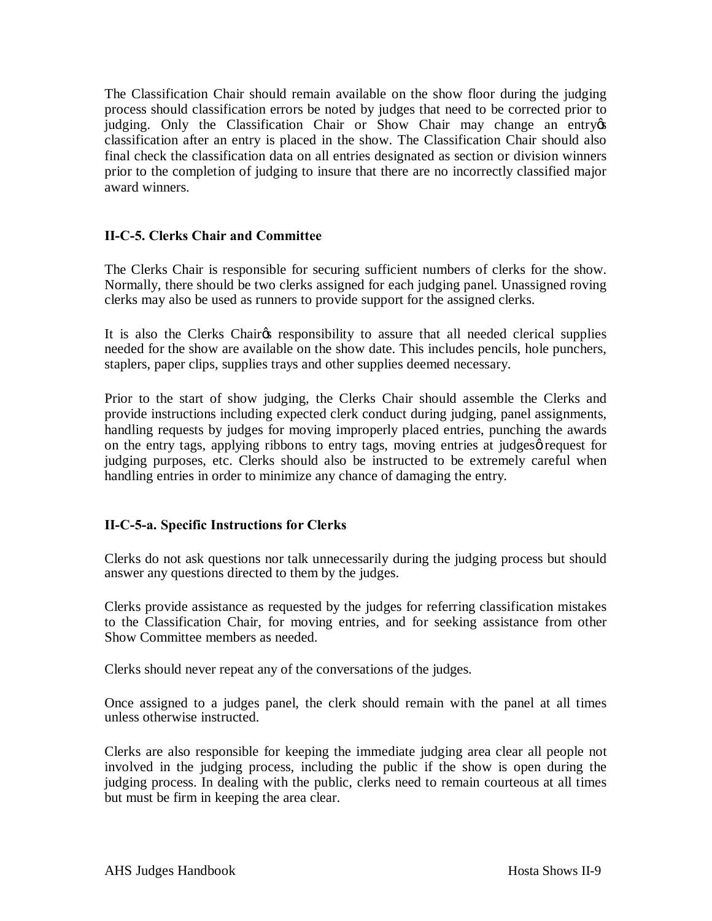The Classification Chair should remain available on the show floor during the judging process should classification errors be noted by judges that need to be corrected prior to judging. Only the Classification Chair or Show Chair may change an entryǿs classification after an entry is placed in the show. The Classification Chair should also final check the classification data on all entries designated as section or division winners prior to the completion of judging to insure that there are no incorrectly classified major award winners.

### II-C-5. Clerks Chair and Committee

The Clerks Chair is responsible for securing sufficient numbers of clerks for the show. Normally, there should be two clerks assigned for each judging panel. Unassigned roving clerks may also be used as runners to provide support for the assigned clerks.

It is also the Clerks Chairǿs responsibility to assure that all needed clerical supplies needed for the show are available on the show date. This includes pencils, hole punchers, staplers, paper clips, supplies trays and other supplies deemed necessary.

Prior to the start of show judging, the Clerks Chair should assemble the Clerks and provide instructions including expected clerk conduct during judging, panel assignments, handling requests by judges for moving improperly placed entries, punching the awards on the entry tags, applying ribbons to entry tags, moving entries at judgesǿ request for judging purposes, etc. Clerks should also be instructed to be extremely careful when handling entries in order to minimize any chance of damaging the entry.

### II-C-5-a. Specific Instructions for Clerks

Clerks do not ask questions nor talk unnecessarily during the judging process but should answer any questions directed to them by the judges.

Clerks provide assistance as requested by the judges for referring classification mistakes to the Classification Chair, for moving entries, and for seeking assistance from other Show Committee members as needed.

Clerks should never repeat any of the conversations of the judges.

Once assigned to a judges panel, the clerk should remain with the panel at all times unless otherwise instructed.

Clerks are also responsible for keeping the immediate judging area clear all people not involved in the judging process, including the public if the show is open during the judging process. In dealing with the public, clerks need to remain courteous at all times but must be firm in keeping the area clear.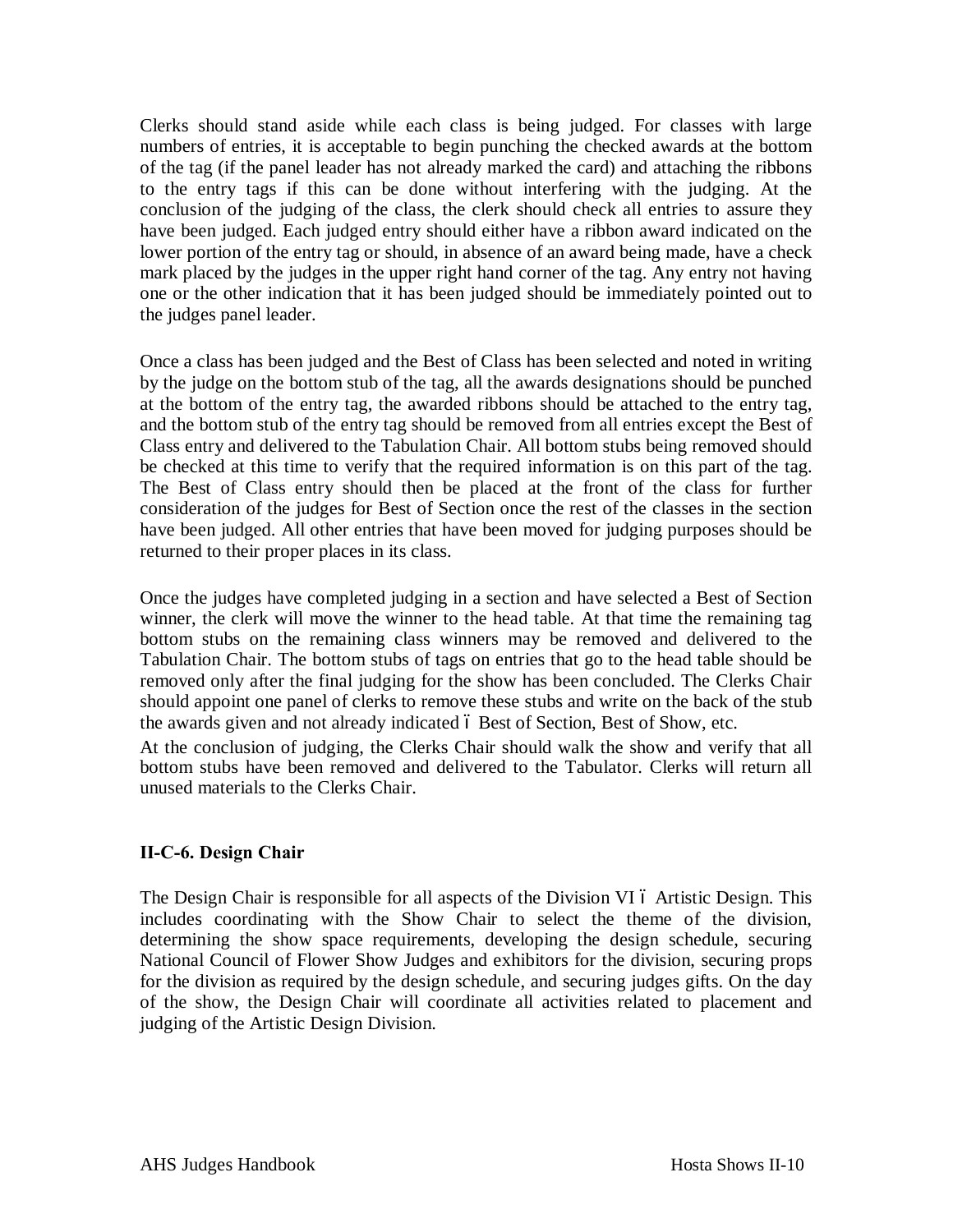Clerks should stand aside while each class is being judged. For classes with large numbers of entries, it is acceptable to begin punching the checked awards at the bottom of the tag (if the panel leader has not already marked the card) and attaching the ribbons to the entry tags if this can be done without interfering with the judging. At the conclusion of the judging of the class, the clerk should check all entries to assure they have been judged. Each judged entry should either have a ribbon award indicated on the lower portion of the entry tag or should, in absence of an award being made, have a check mark placed by the judges in the upper right hand corner of the tag. Any entry not having one or the other indication that it has been judged should be immediately pointed out to the judges panel leader.

Once a class has been judged and the Best of Class has been selected and noted in writing by the judge on the bottom stub of the tag, all the awards designations should be punched at the bottom of the entry tag, the awarded ribbons should be attached to the entry tag, and the bottom stub of the entry tag should be removed from all entries except the Best of Class entry and delivered to the Tabulation Chair. All bottom stubs being removed should be checked at this time to verify that the required information is on this part of the tag. The Best of Class entry should then be placed at the front of the class for further consideration of the judges for Best of Section once the rest of the classes in the section have been judged. All other entries that have been moved for judging purposes should be returned to their proper places in its class.

Once the judges have completed judging in a section and have selected a Best of Section winner, the clerk will move the winner to the head table. At that time the remaining tag bottom stubs on the remaining class winners may be removed and delivered to the Tabulation Chair. The bottom stubs of tags on entries that go to the head table should be removed only after the final judging for the show has been concluded. The Clerks Chair should appoint one panel of clerks to remove these stubs and write on the back of the stub the awards given and not already indicated – Best of Section, Best of Show, etc.

At the conclusion of judging, the Clerks Chair should walk the show and verify that all bottom stubs have been removed and delivered to the Tabulator. Clerks will return all unused materials to the Clerks Chair.

### II-C-6. Design Chair

The Design Chair is responsible for all aspects of the Division VI – Artistic Design. This includes coordinating with the Show Chair to select the theme of the division, determining the show space requirements, developing the design schedule, securing National Council of Flower Show Judges and exhibitors for the division, securing props for the division as required by the design schedule, and securing judges gifts. On the day of the show, the Design Chair will coordinate all activities related to placement and judging of the Artistic Design Division.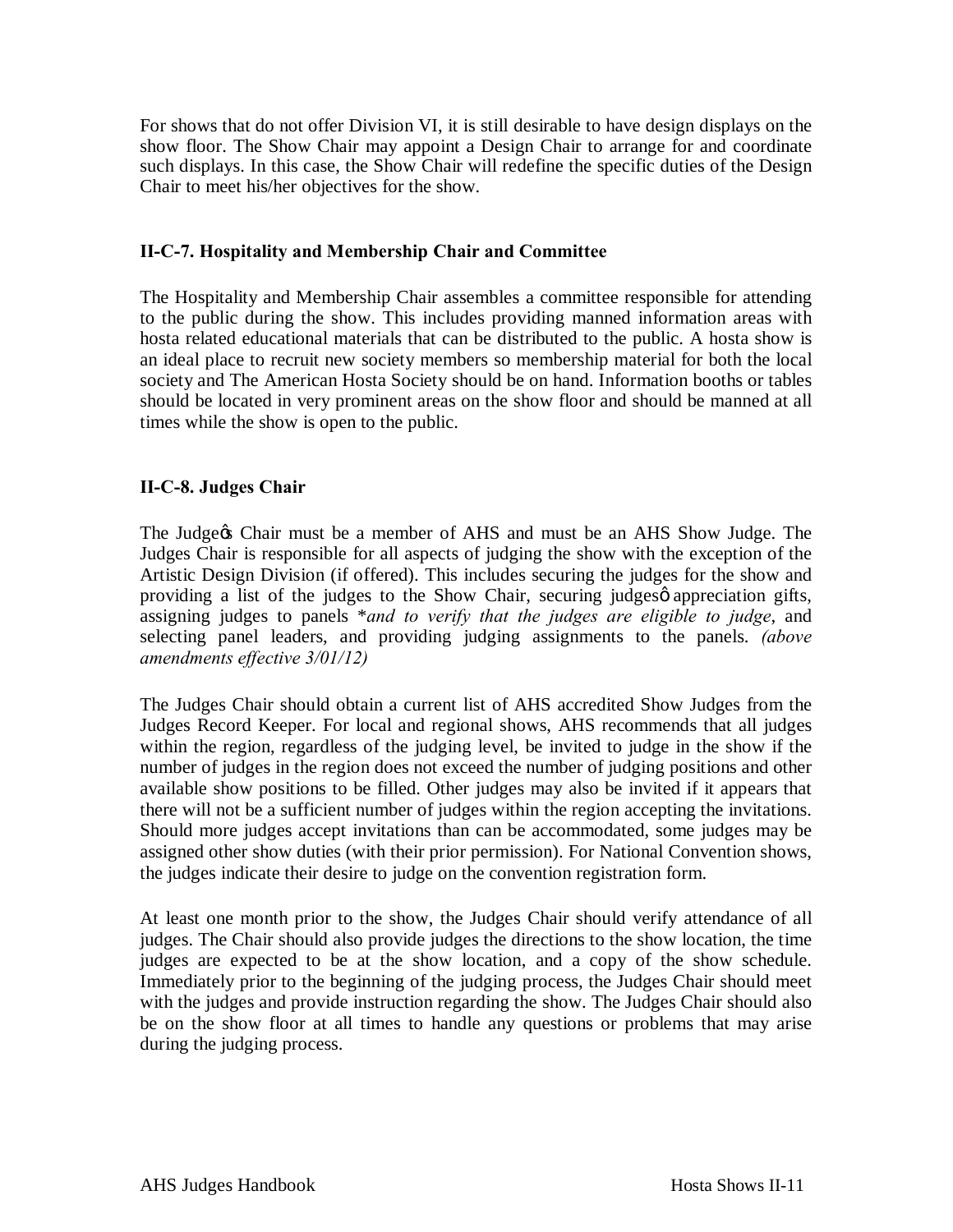For shows that do not offer Division VI, it is still desirable to have design displays on the show floor. The Show Chair may appoint a Design Chair to arrange for and coordinate such displays. In this case, the Show Chair will redefine the specific duties of the Design Chair to meet his/her objectives for the show.

### II-C-7. Hospitality and Membership Chair and Committee

The Hospitality and Membership Chair assembles a committee responsible for attending to the public during the show. This includes providing manned information areas with hosta related educational materials that can be distributed to the public. A hosta show is an ideal place to recruit new society members so membership material for both the local society and The American Hosta Society should be on hand. Information booths or tables should be located in very prominent areas on the show floor and should be manned at all times while the show is open to the public.

### II-C-8. Judges Chair

The Judgeōs Chair must be a member of AHS and must be an AHS Show Judge. The Judges Chair is responsible for all aspects of judging the show with the exception of the Artistic Design Division (if offered). This includes securing the judges for the show and providing a list of the judges to the Show Chair, securing judgesö appreciation gifts, assigning judges to panels *\**and to verify that the judges are eligible to judge*, and selecting panel leaders, and providing judging assignments to the panels. *(above amendments effective 3/01/12)*

The Judges Chair should obtain a current list of AHS accredited Show Judges from the Judges Record Keeper. For local and regional shows, AHS recommends that all judges within the region, regardless of the judging level, be invited to judge in the show if the number of judges in the region does not exceed the number of judging positions and other available show positions to be filled. Other judges may also be invited if it appears that there will not be a sufficient number of judges within the region accepting the invitations. Should more judges accept invitations than can be accommodated, some judges may be assigned other show duties (with their prior permission). For National Convention shows, the judges indicate their desire to judge on the convention registration form.

At least one month prior to the show, the Judges Chair should verify attendance of all judges. The Chair should also provide judges the directions to the show location, the time judges are expected to be at the show location, and a copy of the show schedule. Immediately prior to the beginning of the judging process, the Judges Chair should meet with the judges and provide instruction regarding the show. The Judges Chair should also be on the show floor at all times to handle any questions or problems that may arise during the judging process.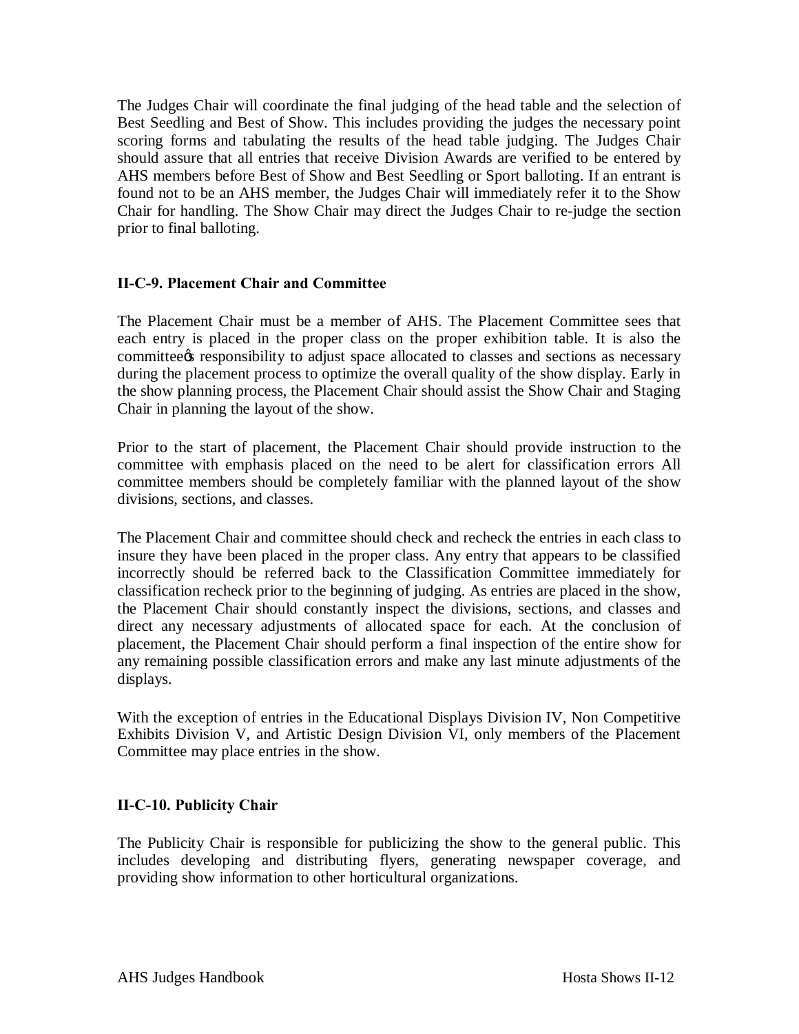The Judges Chair will coordinate the final judging of the head table and the selection of Best Seedling and Best of Show. This includes providing the judges the necessary point scoring forms and tabulating the results of the head table judging. The Judges Chair should assure that all entries that receive Division Awards are verified to be entered by AHS members before Best of Show and Best Seedling or Sport balloting. If an entrant is found not to be an AHS member, the Judges Chair will immediately refer it to the Show Chair for handling. The Show Chair may direct the Judges Chair to re-judge the section prior to final balloting.

### II-C-9. Placement Chair and Committee

The Placement Chair must be a member of AHS. The Placement Committee sees that each entry is placed in the proper class on the proper exhibition table. It is also the committee's responsibility to adjust space allocated to classes and sections as necessary during the placement process to optimize the overall quality of the show display. Early in the show planning process, the Placement Chair should assist the Show Chair and Staging Chair in planning the layout of the show.

Prior to the start of placement, the Placement Chair should provide instruction to the committee with emphasis placed on the need to be alert for classification errors All committee members should be completely familiar with the planned layout of the show divisions, sections, and classes.

The Placement Chair and committee should check and recheck the entries in each class to insure they have been placed in the proper class. Any entry that appears to be classified incorrectly should be referred back to the Classification Committee immediately for classification recheck prior to the beginning of judging. As entries are placed in the show, the Placement Chair should constantly inspect the divisions, sections, and classes and direct any necessary adjustments of allocated space for each. At the conclusion of placement, the Placement Chair should perform a final inspection of the entire show for any remaining possible classification errors and make any last minute adjustments of the displays.

With the exception of entries in the Educational Displays Division IV, Non Competitive Exhibits Division V, and Artistic Design Division VI, only members of the Placement Committee may place entries in the show.

### II-C-10. Publicity Chair

The Publicity Chair is responsible for publicizing the show to the general public. This includes developing and distributing flyers, generating newspaper coverage, and providing show information to other horticultural organizations.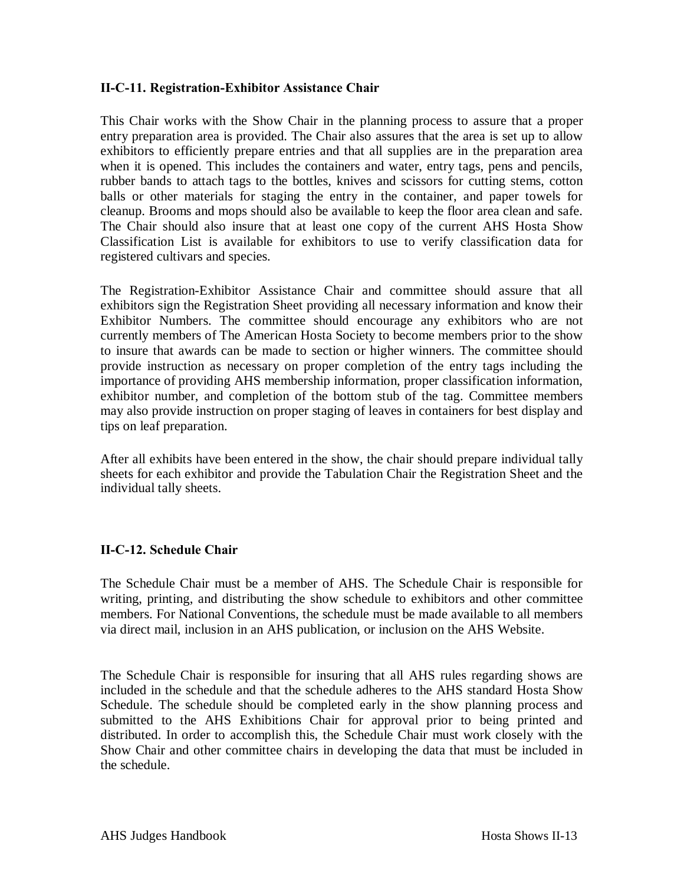### II-C-11. Registration-Exhibitor Assistance Chair

This Chair works with the Show Chair in the planning process to assure that a proper entry preparation area is provided. The Chair also assures that the area is set up to allow exhibitors to efficiently prepare entries and that all supplies are in the preparation area when it is opened. This includes the containers and water, entry tags, pens and pencils, rubber bands to attach tags to the bottles, knives and scissors for cutting stems, cotton balls or other materials for staging the entry in the container, and paper towels for cleanup. Brooms and mops should also be available to keep the floor area clean and safe. The Chair should also insure that at least one copy of the current AHS Hosta Show Classification List is available for exhibitors to use to verify classification data for registered cultivars and species.

The Registration-Exhibitor Assistance Chair and committee should assure that all exhibitors sign the Registration Sheet providing all necessary information and know their Exhibitor Numbers. The committee should encourage any exhibitors who are not currently members of The American Hosta Society to become members prior to the show to insure that awards can be made to section or higher winners. The committee should provide instruction as necessary on proper completion of the entry tags including the importance of providing AHS membership information, proper classification information, exhibitor number, and completion of the bottom stub of the tag. Committee members may also provide instruction on proper staging of leaves in containers for best display and tips on leaf preparation.

After all exhibits have been entered in the show, the chair should prepare individual tally sheets for each exhibitor and provide the Tabulation Chair the Registration Sheet and the individual tally sheets.

### II-C-12. Schedule Chair

The Schedule Chair must be a member of AHS. The Schedule Chair is responsible for writing, printing, and distributing the show schedule to exhibitors and other committee members. For National Conventions, the schedule must be made available to all members via direct mail, inclusion in an AHS publication, or inclusion on the AHS Website.

The Schedule Chair is responsible for insuring that all AHS rules regarding shows are included in the schedule and that the schedule adheres to the AHS standard Hosta Show Schedule. The schedule should be completed early in the show planning process and submitted to the AHS Exhibitions Chair for approval prior to being printed and distributed. In order to accomplish this, the Schedule Chair must work closely with the Show Chair and other committee chairs in developing the data that must be included in the schedule.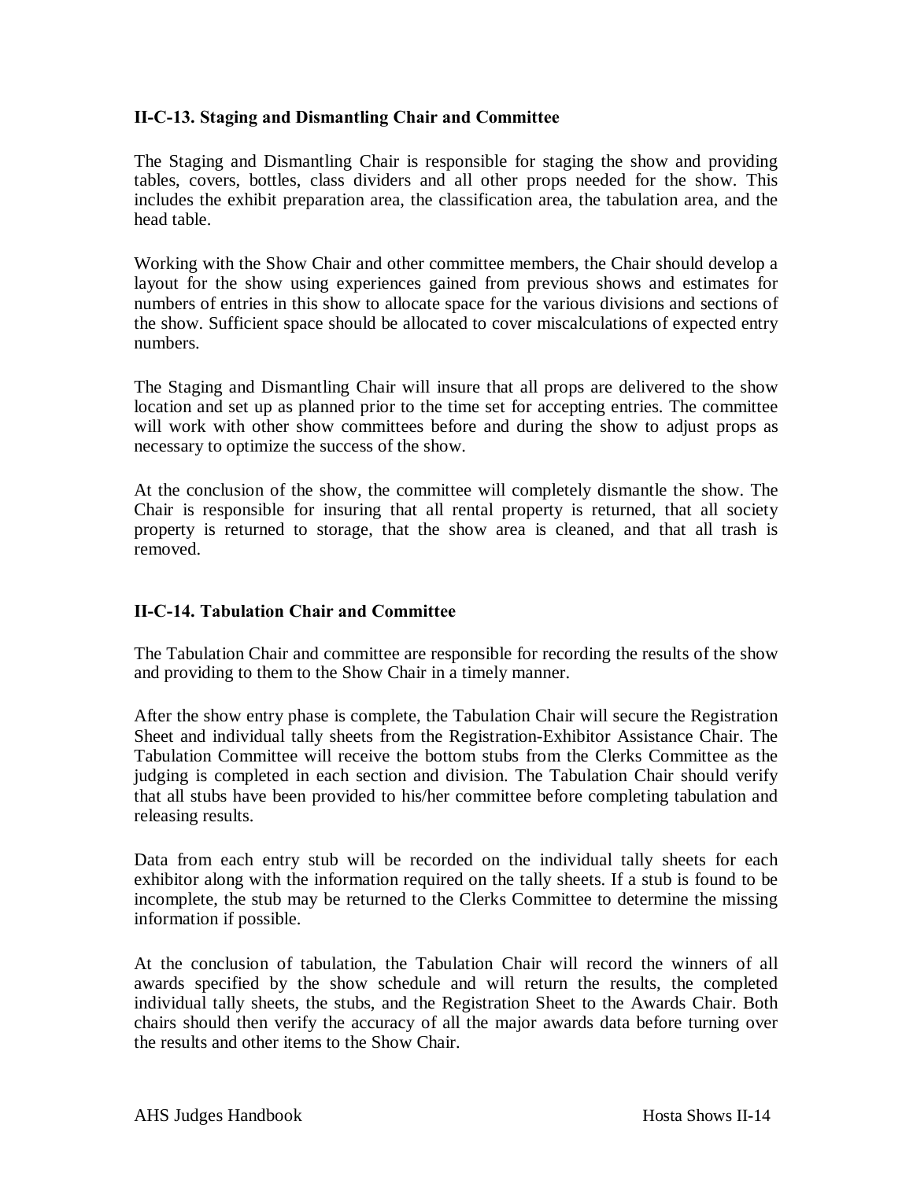### II-C-13. Staging and Dismantling Chair and Committee

The Staging and Dismantling Chair is responsible for staging the show and providing tables, covers, bottles, class dividers and all other props needed for the show. This includes the exhibit preparation area, the classification area, the tabulation area, and the head table.

Working with the Show Chair and other committee members, the Chair should develop a layout for the show using experiences gained from previous shows and estimates for numbers of entries in this show to allocate space for the various divisions and sections of the show. Sufficient space should be allocated to cover miscalculations of expected entry numbers.

The Staging and Dismantling Chair will insure that all props are delivered to the show location and set up as planned prior to the time set for accepting entries. The committee will work with other show committees before and during the show to adjust props as necessary to optimize the success of the show.

At the conclusion of the show, the committee will completely dismantle the show. The Chair is responsible for insuring that all rental property is returned, that all society property is returned to storage, that the show area is cleaned, and that all trash is removed.

### II-C-14. Tabulation Chair and Committee

The Tabulation Chair and committee are responsible for recording the results of the show and providing to them to the Show Chair in a timely manner.

After the show entry phase is complete, the Tabulation Chair will secure the Registration Sheet and individual tally sheets from the Registration-Exhibitor Assistance Chair. The Tabulation Committee will receive the bottom stubs from the Clerks Committee as the judging is completed in each section and division. The Tabulation Chair should verify that all stubs have been provided to his/her committee before completing tabulation and releasing results.

Data from each entry stub will be recorded on the individual tally sheets for each exhibitor along with the information required on the tally sheets. If a stub is found to be incomplete, the stub may be returned to the Clerks Committee to determine the missing information if possible.

At the conclusion of tabulation, the Tabulation Chair will record the winners of all awards specified by the show schedule and will return the results, the completed individual tally sheets, the stubs, and the Registration Sheet to the Awards Chair. Both chairs should then verify the accuracy of all the major awards data before turning over the results and other items to the Show Chair.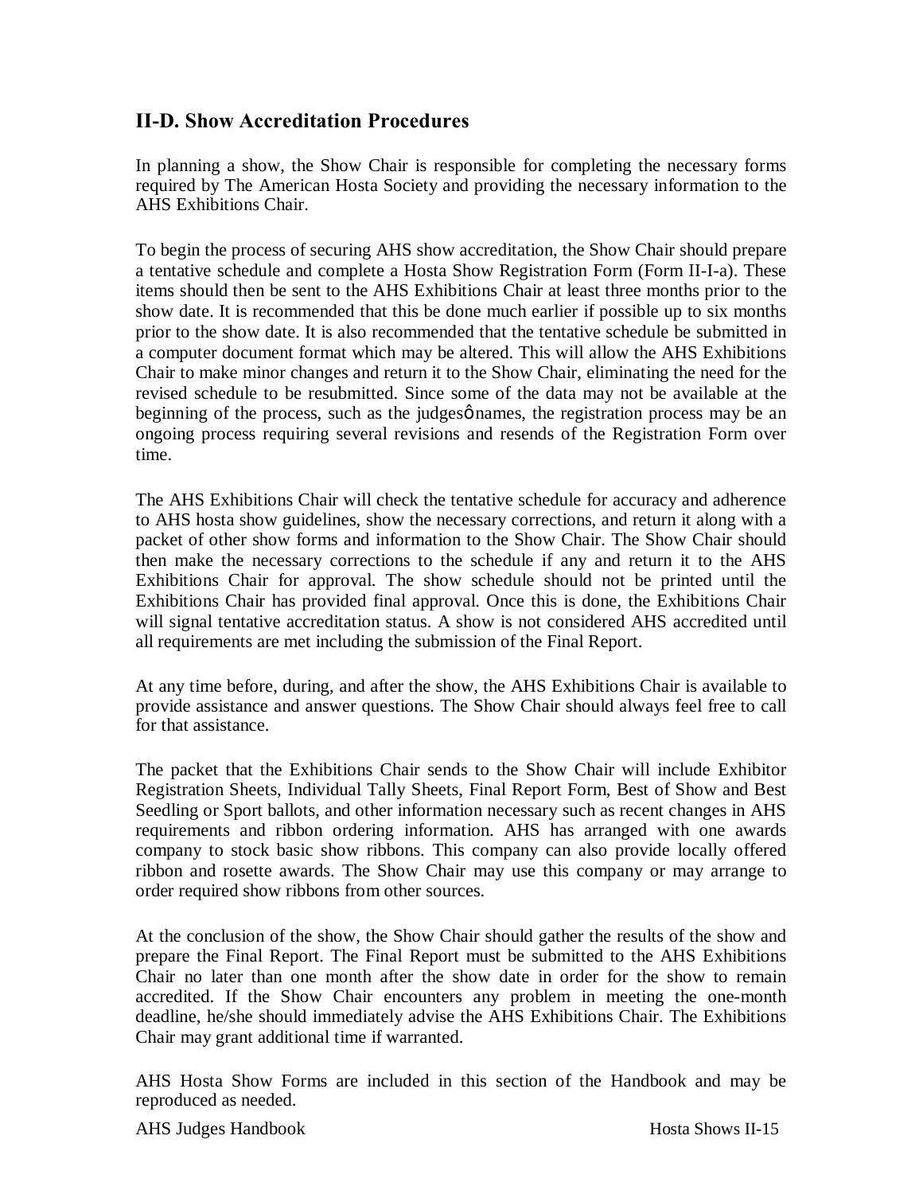## II-D. Show Accreditation Procedures

In planning a show, the Show Chair is responsible for completing the necessary forms required by The American Hosta Society and providing the necessary information to the AHS Exhibitions Chair.

To begin the process of securing AHS show accreditation, the Show Chair should prepare a tentative schedule and complete a Hosta Show Registration Form (Form II-I-a). These items should then be sent to the AHS Exhibitions Chair at least three months prior to the show date. It is recommended that this be done much earlier if possible up to six months prior to the show date. It is also recommended that the tentative schedule be submitted in a computer document format which may be altered. This will allow the AHS Exhibitions Chair to make minor changes and return it to the Show Chair, eliminating the need for the revised schedule to be resubmitted. Since some of the data may not be available at the beginning of the process, such as the judgesô names, the registration process may be an ongoing process requiring several revisions and resends of the Registration Form over time.

The AHS Exhibitions Chair will check the tentative schedule for accuracy and adherence to AHS hosta show guidelines, show the necessary corrections, and return it along with a packet of other show forms and information to the Show Chair. The Show Chair should then make the necessary corrections to the schedule if any and return it to the AHS Exhibitions Chair for approval. The show schedule should not be printed until the Exhibitions Chair has provided final approval. Once this is done, the Exhibitions Chair will signal tentative accreditation status. A show is not considered AHS accredited until all requirements are met including the submission of the Final Report.

At any time before, during, and after the show, the AHS Exhibitions Chair is available to provide assistance and answer questions. The Show Chair should always feel free to call for that assistance.

The packet that the Exhibitions Chair sends to the Show Chair will include Exhibitor Registration Sheets, Individual Tally Sheets, Final Report Form, Best of Show and Best Seedling or Sport ballots, and other information necessary such as recent changes in AHS requirements and ribbon ordering information. AHS has arranged with one awards company to stock basic show ribbons. This company can also provide locally offered ribbon and rosette awards. The Show Chair may use this company or may arrange to order required show ribbons from other sources.

At the conclusion of the show, the Show Chair should gather the results of the show and prepare the Final Report. The Final Report must be submitted to the AHS Exhibitions Chair no later than one month after the show date in order for the show to remain accredited. If the Show Chair encounters any problem in meeting the one-month deadline, he/she should immediately advise the AHS Exhibitions Chair. The Exhibitions Chair may grant additional time if warranted.

AHS Hosta Show Forms are included in this section of the Handbook and may be reproduced as needed.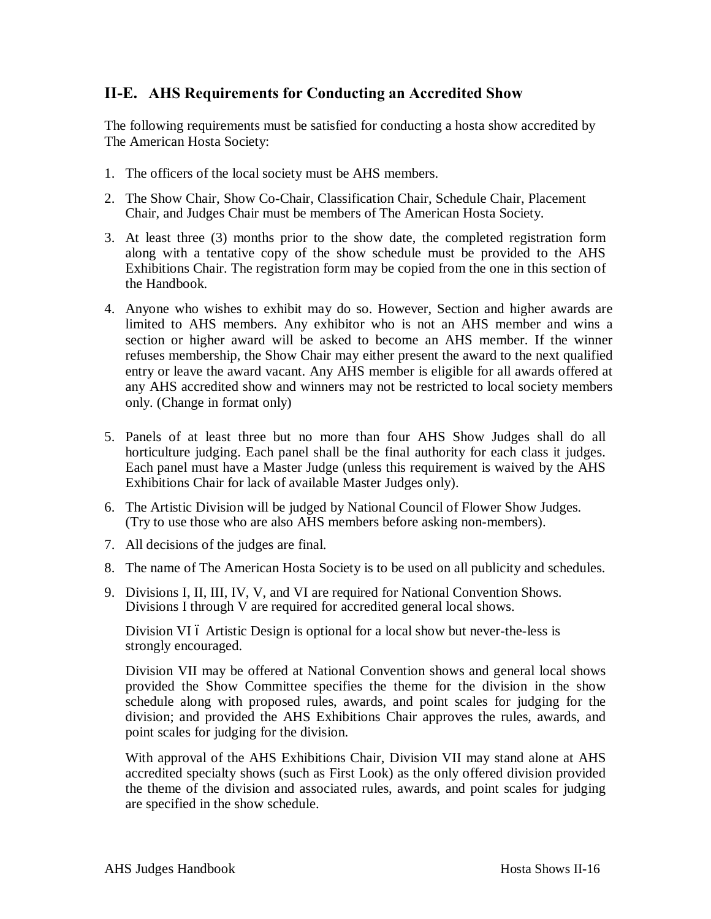## II-E. AHS Requirements for Conducting an Accredited Show

The following requirements must be satisfied for conducting a hosta show accredited by The American Hosta Society:

1. The officers of the local society must be AHS members.
2. The Show Chair, Show Co-Chair, Classification Chair, Schedule Chair, Placement Chair, and Judges Chair must be members of The American Hosta Society.
3. At least three (3) months prior to the show date, the completed registration form along with a tentative copy of the show schedule must be provided to the AHS Exhibitions Chair. The registration form may be copied from the one in this section of the Handbook.
4. Anyone who wishes to exhibit may do so. However, Section and higher awards are limited to AHS members. Any exhibitor who is not an AHS member and wins a section or higher award will be asked to become an AHS member. If the winner refuses membership, the Show Chair may either present the award to the next qualified entry or leave the award vacant. Any AHS member is eligible for all awards offered at any AHS accredited show and winners may not be restricted to local society members only. (Change in format only)
5. Panels of at least three but no more than four AHS Show Judges shall do all horticulture judging. Each panel shall be the final authority for each class it judges. Each panel must have a Master Judge (unless this requirement is waived by the AHS Exhibitions Chair for lack of available Master Judges only).
6. The Artistic Division will be judged by National Council of Flower Show Judges. (Try to use those who are also AHS members before asking non-members).
7. All decisions of the judges are final.
8. The name of The American Hosta Society is to be used on all publicity and schedules.
9. Divisions I, II, III, IV, V, and VI are required for National Convention Shows. Divisions I through V are required for accredited general local shows.

   Division VI – Artistic Design is optional for a local show but never-the-less is strongly encouraged.

   Division VII may be offered at National Convention shows and general local shows provided the Show Committee specifies the theme for the division in the show schedule along with proposed rules, awards, and point scales for judging for the division; and provided the AHS Exhibitions Chair approves the rules, awards, and point scales for judging for the division.

   With approval of the AHS Exhibitions Chair, Division VII may stand alone at AHS accredited specialty shows (such as First Look) as the only offered division provided the theme of the division and associated rules, awards, and point scales for judging are specified in the show schedule.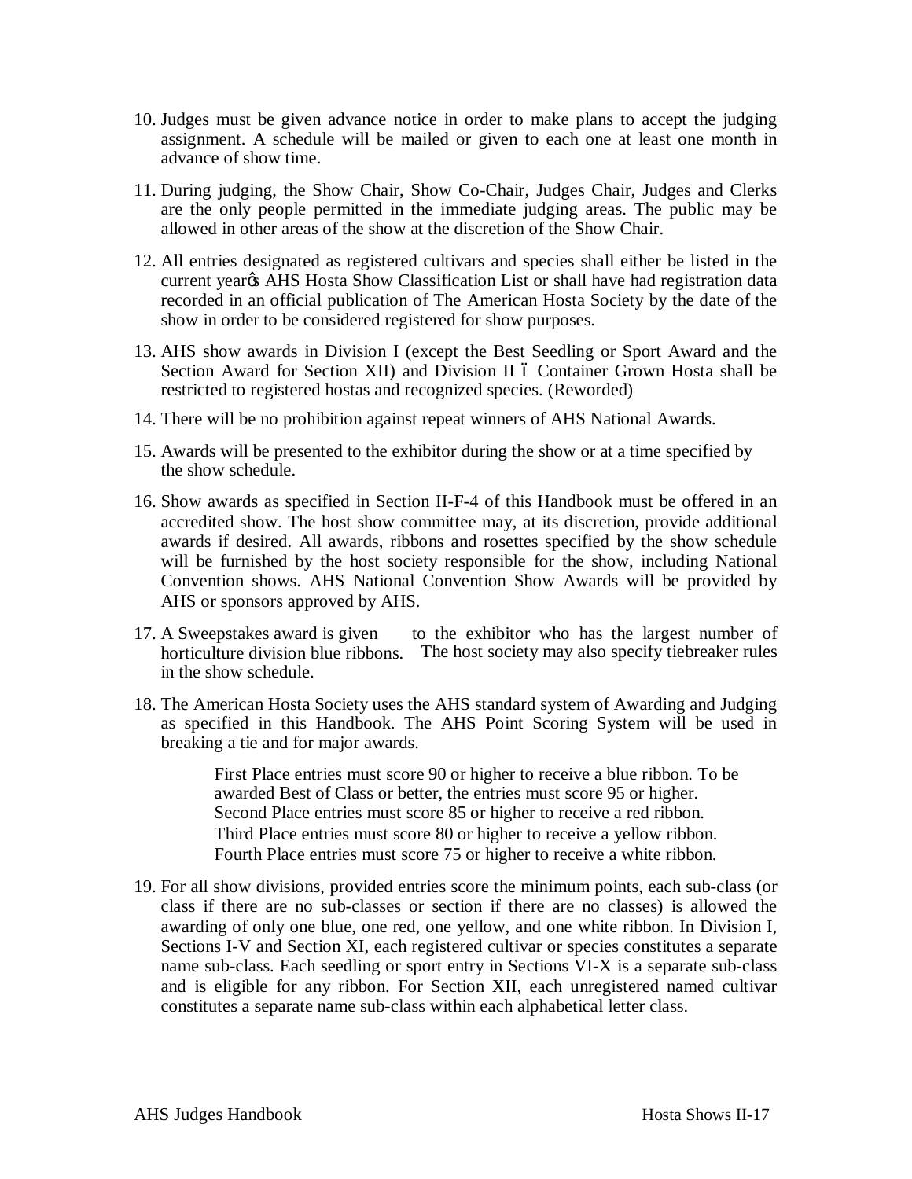10. Judges must be given advance notice in order to make plans to accept the judging assignment. A schedule will be mailed or given to each one at least one month in advance of show time.

11. During judging, the Show Chair, Show Co-Chair, Judges Chair, Judges and Clerks are the only people permitted in the immediate judging areas. The public may be allowed in other areas of the show at the discretion of the Show Chair.

12. All entries designated as registered cultivars and species shall either be listed in the current year's AHS Hosta Show Classification List or shall have had registration data recorded in an official publication of The American Hosta Society by the date of the show in order to be considered registered for show purposes.

13. AHS show awards in Division I (except the Best Seedling or Sport Award and the Section Award for Section XII) and Division II – Container Grown Hosta shall be restricted to registered hostas and recognized species. (Reworded)

14. There will be no prohibition against repeat winners of AHS National Awards.

15. Awards will be presented to the exhibitor during the show or at a time specified by the show schedule.

16. Show awards as specified in Section II-F-4 of this Handbook must be offered in an accredited show. The host show committee may, at its discretion, provide additional awards if desired. All awards, ribbons and rosettes specified by the show schedule will be furnished by the host society responsible for the show, including National Convention shows. AHS National Convention Show Awards will be provided by AHS or sponsors approved by AHS.

17. A Sweepstakes award is given to the exhibitor who has the largest number of horticulture division blue ribbons. The host society may also specify tiebreaker rules in the show schedule.

18. The American Hosta Society uses the AHS standard system of Awarding and Judging as specified in this Handbook. The AHS Point Scoring System will be used in breaking a tie and for major awards.

    First Place entries must score 90 or higher to receive a blue ribbon. To be awarded Best of Class or better, the entries must score 95 or higher.
    Second Place entries must score 85 or higher to receive a red ribbon.
    Third Place entries must score 80 or higher to receive a yellow ribbon.
    Fourth Place entries must score 75 or higher to receive a white ribbon.

19. For all show divisions, provided entries score the minimum points, each sub-class (or class if there are no sub-classes or section if there are no classes) is allowed the awarding of only one blue, one red, one yellow, and one white ribbon. In Division I, Sections I-V and Section XI, each registered cultivar or species constitutes a separate name sub-class. Each seedling or sport entry in Sections VI-X is a separate sub-class and is eligible for any ribbon. For Section XII, each unregistered named cultivar constitutes a separate name sub-class within each alphabetical letter class.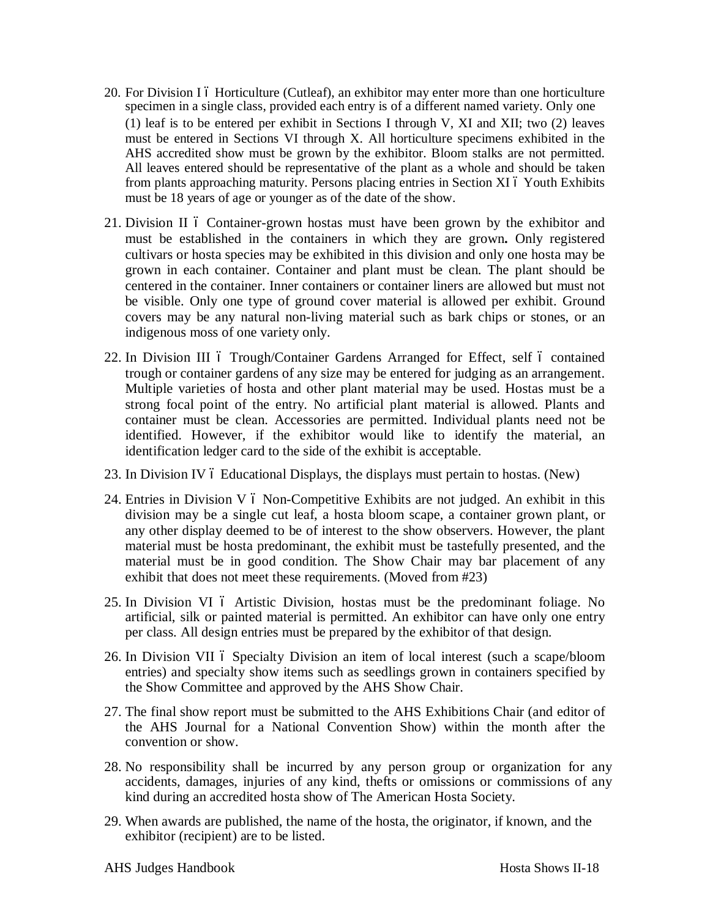20. For Division I – Horticulture (Cutleaf), an exhibitor may enter more than one horticulture specimen in a single class, provided each entry is of a different named variety. Only one (1) leaf is to be entered per exhibit in Sections I through V, XI and XII; two (2) leaves must be entered in Sections VI through X. All horticulture specimens exhibited in the AHS accredited show must be grown by the exhibitor. Bloom stalks are not permitted. All leaves entered should be representative of the plant as a whole and should be taken from plants approaching maturity. Persons placing entries in Section XI – Youth Exhibits must be 18 years of age or younger as of the date of the show.

21. Division II – Container-grown hostas must have been grown by the exhibitor and must be established in the containers in which they are grown**.** Only registered cultivars or hosta species may be exhibited in this division and only one hosta may be grown in each container. Container and plant must be clean. The plant should be centered in the container. Inner containers or container liners are allowed but must not be visible. Only one type of ground cover material is allowed per exhibit. Ground covers may be any natural non-living material such as bark chips or stones, or an indigenous moss of one variety only.

22. In Division III – Trough/Container Gardens Arranged for Effect, self – contained trough or container gardens of any size may be entered for judging as an arrangement. Multiple varieties of hosta and other plant material may be used. Hostas must be a strong focal point of the entry. No artificial plant material is allowed. Plants and container must be clean. Accessories are permitted. Individual plants need not be identified. However, if the exhibitor would like to identify the material, an identification ledger card to the side of the exhibit is acceptable.

23. In Division IV – Educational Displays, the displays must pertain to hostas. (New)

24. Entries in Division V – Non-Competitive Exhibits are not judged. An exhibit in this division may be a single cut leaf, a hosta bloom scape, a container grown plant, or any other display deemed to be of interest to the show observers. However, the plant material must be hosta predominant, the exhibit must be tastefully presented, and the material must be in good condition. The Show Chair may bar placement of any exhibit that does not meet these requirements. (Moved from #23)

25. In Division VI – Artistic Division, hostas must be the predominant foliage. No artificial, silk or painted material is permitted. An exhibitor can have only one entry per class. All design entries must be prepared by the exhibitor of that design.

26. In Division VII – Specialty Division an item of local interest (such a scape/bloom entries) and specialty show items such as seedlings grown in containers specified by the Show Committee and approved by the AHS Show Chair.

27. The final show report must be submitted to the AHS Exhibitions Chair (and editor of the AHS Journal for a National Convention Show) within the month after the convention or show.

28. No responsibility shall be incurred by any person group or organization for any accidents, damages, injuries of any kind, thefts or omissions or commissions of any kind during an accredited hosta show of The American Hosta Society.

29. When awards are published, the name of the hosta, the originator, if known, and the exhibitor (recipient) are to be listed.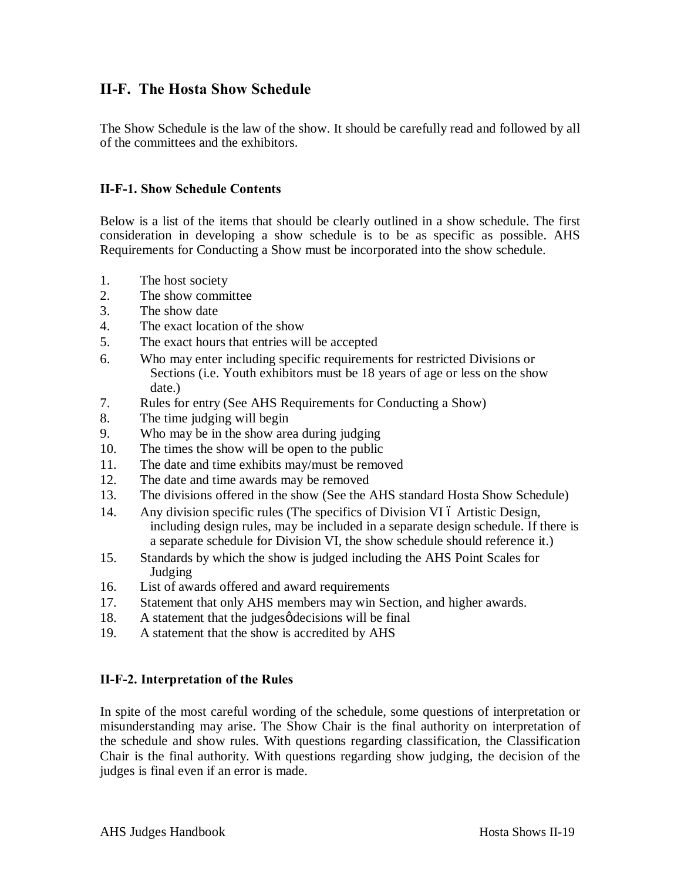## II-F. The Hosta Show Schedule

The Show Schedule is the law of the show. It should be carefully read and followed by all of the committees and the exhibitors.

### II-F-1. Show Schedule Contents

Below is a list of the items that should be clearly outlined in a show schedule. The first consideration in developing a show schedule is to be as specific as possible. AHS Requirements for Conducting a Show must be incorporated into the show schedule.

1. The host society
2. The show committee
3. The show date
4. The exact location of the show
5. The exact hours that entries will be accepted
6. Who may enter including specific requirements for restricted Divisions or Sections (i.e. Youth exhibitors must be 18 years of age or less on the show date.)
7. Rules for entry (See AHS Requirements for Conducting a Show)
8. The time judging will begin
9. Who may be in the show area during judging
10. The times the show will be open to the public
11. The date and time exhibits may/must be removed
12. The date and time awards may be removed
13. The divisions offered in the show (See the AHS standard Hosta Show Schedule)
14. Any division specific rules (The specifics of Division VI – Artistic Design, including design rules, may be included in a separate design schedule. If there is a separate schedule for Division VI, the show schedule should reference it.)
15. Standards by which the show is judged including the AHS Point Scales for Judging
16. List of awards offered and award requirements
17. Statement that only AHS members may win Section, and higher awards.
18. A statement that the judges' decisions will be final
19. A statement that the show is accredited by AHS

### II-F-2. Interpretation of the Rules

In spite of the most careful wording of the schedule, some questions of interpretation or misunderstanding may arise. The Show Chair is the final authority on interpretation of the schedule and show rules. With questions regarding classification, the Classification Chair is the final authority. With questions regarding show judging, the decision of the judges is final even if an error is made.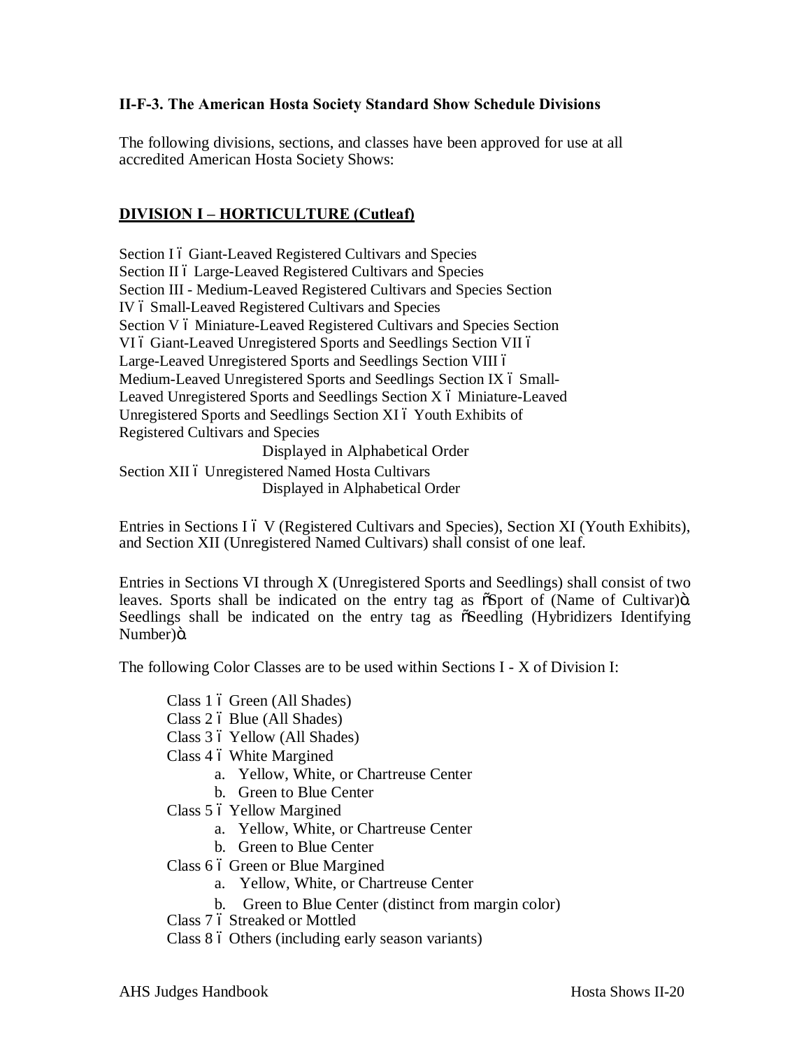**II-F-3. The American Hosta Society Standard Show Schedule Divisions**

The following divisions, sections, and classes have been approved for use at all accredited American Hosta Society Shows:

## DIVISION I – HORTICULTURE (Cutleaf)

Section I ó Giant-Leaved Registered Cultivars and Species
Section II ó Large-Leaved Registered Cultivars and Species
Section III - Medium-Leaved Registered Cultivars and Species Section IV ó Small-Leaved Registered Cultivars and Species
Section V ó Miniature-Leaved Registered Cultivars and Species Section VI ó Giant-Leaved Unregistered Sports and Seedlings Section VII ó Large-Leaved Unregistered Sports and Seedlings Section VIII ó Medium-Leaved Unregistered Sports and Seedlings Section IX ó Small-Leaved Unregistered Sports and Seedlings Section X ó Miniature-Leaved Unregistered Sports and Seedlings Section XI ó Youth Exhibits of Registered Cultivars and Species

Displayed in Alphabetical Order

Section XII ó Unregistered Named Hosta Cultivars

Displayed in Alphabetical Order

Entries in Sections I ó V (Registered Cultivars and Species), Section XI (Youth Exhibits), and Section XII (Unregistered Named Cultivars) shall consist of one leaf.

Entries in Sections VI through X (Unregistered Sports and Seedlings) shall consist of two leaves. Sports shall be indicated on the entry tag as õSport of (Name of Cultivar)ö. Seedlings shall be indicated on the entry tag as õSeedling (Hybridizers Identifying Number)ö.

The following Color Classes are to be used within Sections I - X of Division I:

- Class 1 ó Green (All Shades)
- Class 2 ó Blue (All Shades)
- Class 3 ó Yellow (All Shades)
- Class 4 ó White Margined
  - a. Yellow, White, or Chartreuse Center
  - b. Green to Blue Center
- Class 5 ó Yellow Margined
  - a. Yellow, White, or Chartreuse Center
  - b. Green to Blue Center
- Class 6 ó Green or Blue Margined
  - a. Yellow, White, or Chartreuse Center
  - b. Green to Blue Center (distinct from margin color)
- Class 7 ó Streaked or Mottled
- Class 8 ó Others (including early season variants)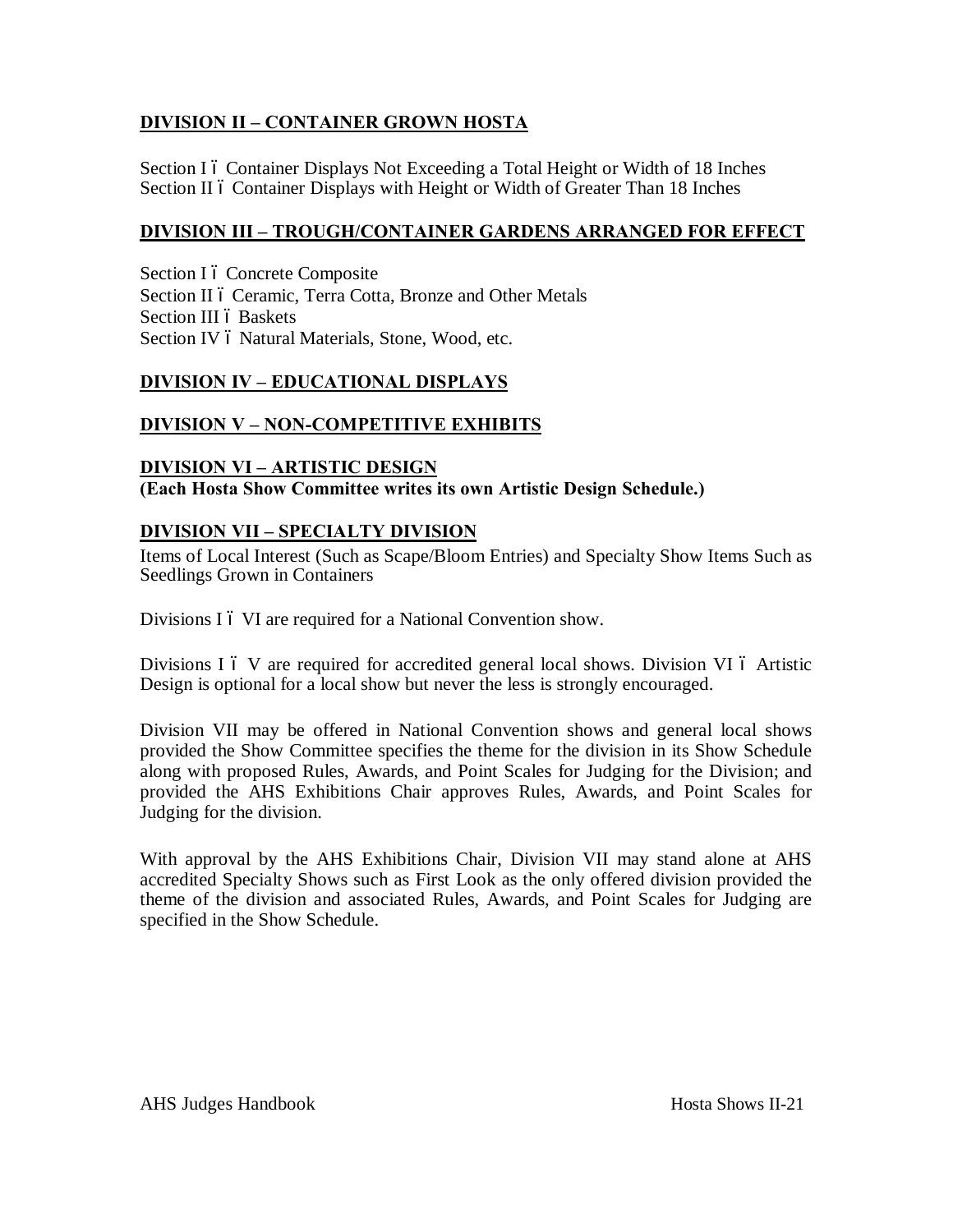## DIVISION II – CONTAINER GROWN HOSTA

Section I ó Container Displays Not Exceeding a Total Height or Width of 18 Inches
Section II ó Container Displays with Height or Width of Greater Than 18 Inches

## DIVISION III – TROUGH/CONTAINER GARDENS ARRANGED FOR EFFECT

Section I ó Concrete Composite
Section II ó Ceramic, Terra Cotta, Bronze and Other Metals
Section III ó Baskets
Section IV ó Natural Materials, Stone, Wood, etc.

## DIVISION IV – EDUCATIONAL DISPLAYS

## DIVISION V – NON-COMPETITIVE EXHIBITS

## DIVISION VI – ARTISTIC DESIGN

**(Each Hosta Show Committee writes its own Artistic Design Schedule.)**

## DIVISION VII – SPECIALTY DIVISION

Items of Local Interest (Such as Scape/Bloom Entries) and Specialty Show Items Such as Seedlings Grown in Containers

Divisions I ó VI are required for a National Convention show.

Divisions I ó V are required for accredited general local shows. Division VI ó Artistic Design is optional for a local show but never the less is strongly encouraged.

Division VII may be offered in National Convention shows and general local shows provided the Show Committee specifies the theme for the division in its Show Schedule along with proposed Rules, Awards, and Point Scales for Judging for the Division; and provided the AHS Exhibitions Chair approves Rules, Awards, and Point Scales for Judging for the division.

With approval by the AHS Exhibitions Chair, Division VII may stand alone at AHS accredited Specialty Shows such as First Look as the only offered division provided the theme of the division and associated Rules, Awards, and Point Scales for Judging are specified in the Show Schedule.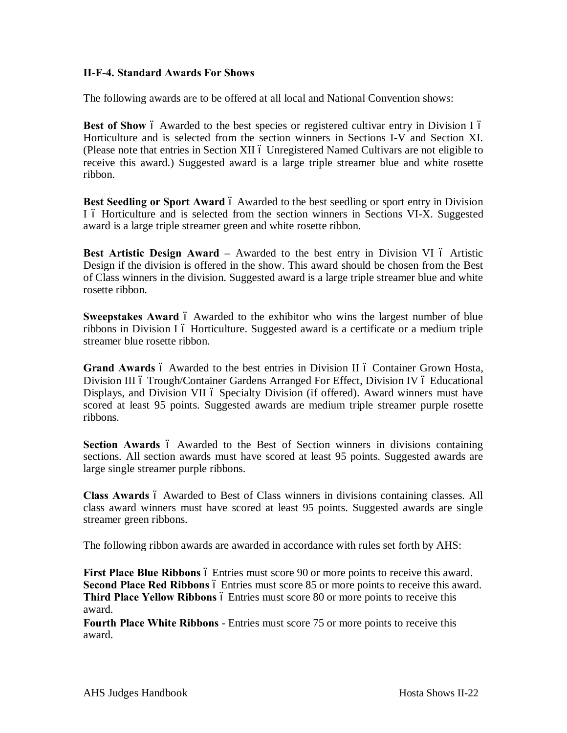### II-F-4. Standard Awards For Shows

The following awards are to be offered at all local and National Convention shows:

**Best of Show** – Awarded to the best species or registered cultivar entry in Division I – Horticulture and is selected from the section winners in Sections I-V and Section XI. (Please note that entries in Section XII – Unregistered Named Cultivars are not eligible to receive this award.) Suggested award is a large triple streamer blue and white rosette ribbon.

**Best Seedling or Sport Award** – Awarded to the best seedling or sport entry in Division I – Horticulture and is selected from the section winners in Sections VI-X. Suggested award is a large triple streamer green and white rosette ribbon.

**Best Artistic Design Award** – Awarded to the best entry in Division VI – Artistic Design if the division is offered in the show. This award should be chosen from the Best of Class winners in the division. Suggested award is a large triple streamer blue and white rosette ribbon.

**Sweepstakes Award** – Awarded to the exhibitor who wins the largest number of blue ribbons in Division I – Horticulture. Suggested award is a certificate or a medium triple streamer blue rosette ribbon.

**Grand Awards** – Awarded to the best entries in Division II – Container Grown Hosta, Division III – Trough/Container Gardens Arranged For Effect, Division IV – Educational Displays, and Division VII – Specialty Division (if offered). Award winners must have scored at least 95 points. Suggested awards are medium triple streamer purple rosette ribbons.

**Section Awards** – Awarded to the Best of Section winners in divisions containing sections. All section awards must have scored at least 95 points. Suggested awards are large single streamer purple ribbons.

**Class Awards** – Awarded to Best of Class winners in divisions containing classes. All class award winners must have scored at least 95 points. Suggested awards are single streamer green ribbons.

The following ribbon awards are awarded in accordance with rules set forth by AHS:

**First Place Blue Ribbons** – Entries must score 90 or more points to receive this award.
**Second Place Red Ribbons** – Entries must score 85 or more points to receive this award.
**Third Place Yellow Ribbons** – Entries must score 80 or more points to receive this award.
**Fourth Place White Ribbons** - Entries must score 75 or more points to receive this award.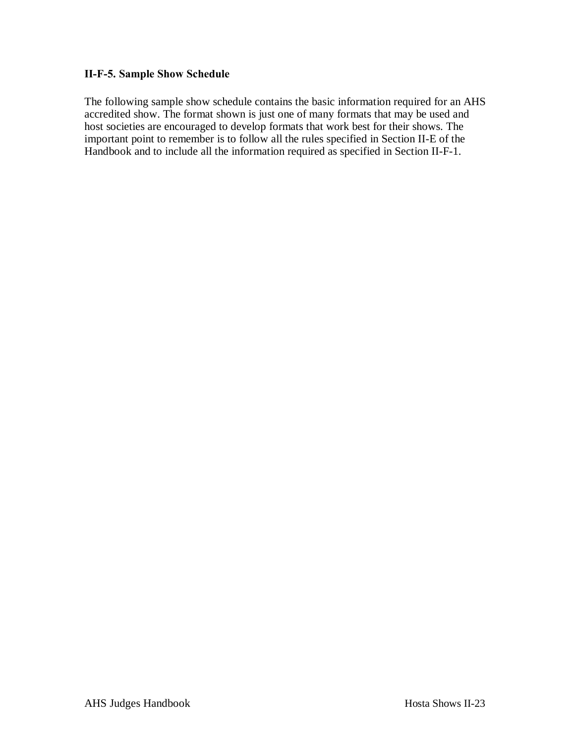### II-F-5. Sample Show Schedule

The following sample show schedule contains the basic information required for an AHS accredited show. The format shown is just one of many formats that may be used and host societies are encouraged to develop formats that work best for their shows. The important point to remember is to follow all the rules specified in Section II-E of the Handbook and to include all the information required as specified in Section II-F-1.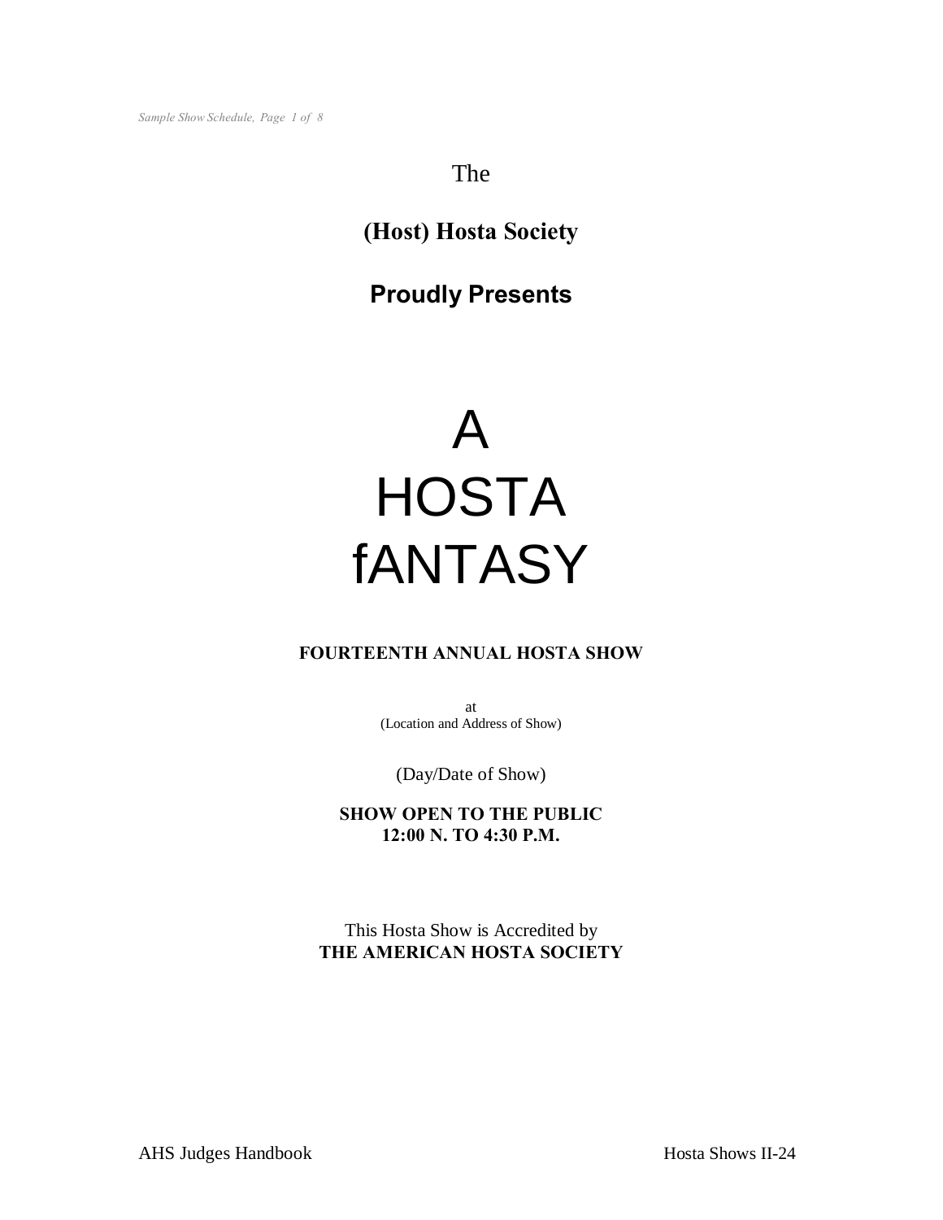The

**(Host) Hosta Society**

**Proudly Presents**

# A HOSTA fANTASY

**FOURTEENTH ANNUAL HOSTA SHOW**

at
(Location and Address of Show)

(Day/Date of Show)

**SHOW OPEN TO THE PUBLIC**
**12:00 N. TO 4:30 P.M.**

This Hosta Show is Accredited by
**THE AMERICAN HOSTA SOCIETY**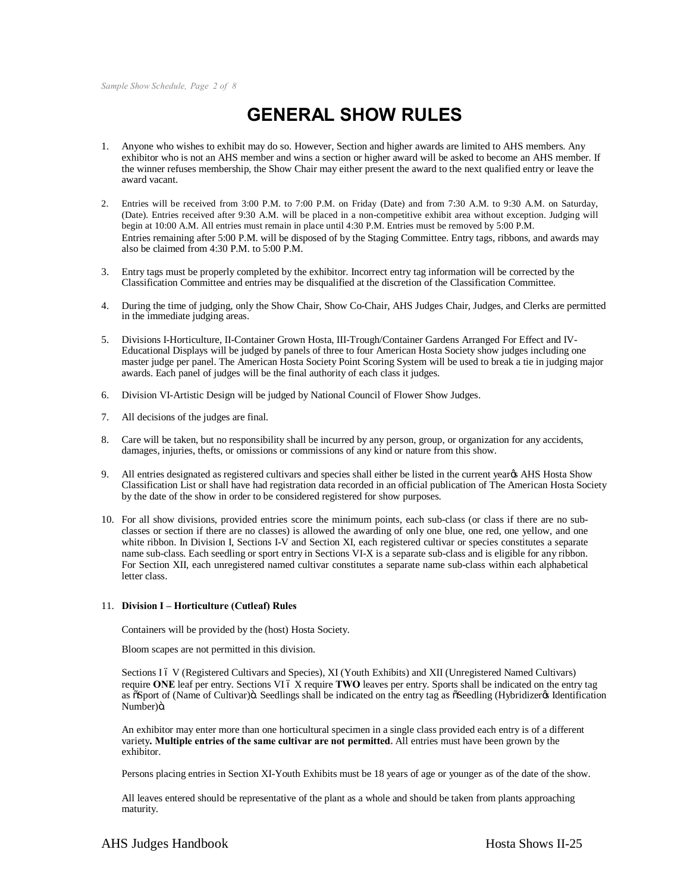# GENERAL SHOW RULES

1. Anyone who wishes to exhibit may do so. However, Section and higher awards are limited to AHS members. Any exhibitor who is not an AHS member and wins a section or higher award will be asked to become an AHS member. If the winner refuses membership, the Show Chair may either present the award to the next qualified entry or leave the award vacant.

2. Entries will be received from 3:00 P.M. to 7:00 P.M. on Friday (Date) and from 7:30 A.M. to 9:30 A.M. on Saturday, (Date). Entries received after 9:30 A.M. will be placed in a non-competitive exhibit area without exception. Judging will begin at 10:00 A.M. All entries must remain in place until 4:30 P.M. Entries must be removed by 5:00 P.M. Entries remaining after 5:00 P.M. will be disposed of by the Staging Committee. Entry tags, ribbons, and awards may also be claimed from 4:30 P.M. to 5:00 P.M.

3. Entry tags must be properly completed by the exhibitor. Incorrect entry tag information will be corrected by the Classification Committee and entries may be disqualified at the discretion of the Classification Committee.

4. During the time of judging, only the Show Chair, Show Co-Chair, AHS Judges Chair, Judges, and Clerks are permitted in the immediate judging areas.

5. Divisions I-Horticulture, II-Container Grown Hosta, III-Trough/Container Gardens Arranged For Effect and IV-Educational Displays will be judged by panels of three to four American Hosta Society show judges including one master judge per panel. The American Hosta Society Point Scoring System will be used to break a tie in judging major awards. Each panel of judges will be the final authority of each class it judges.

6. Division VI-Artistic Design will be judged by National Council of Flower Show Judges.

7. All decisions of the judges are final.

8. Care will be taken, but no responsibility shall be incurred by any person, group, or organization for any accidents, damages, injuries, thefts, or omissions or commissions of any kind or nature from this show.

9. All entries designated as registered cultivars and species shall either be listed in the current year's AHS Hosta Show Classification List or shall have had registration data recorded in an official publication of The American Hosta Society by the date of the show in order to be considered registered for show purposes.

10. For all show divisions, provided entries score the minimum points, each sub-class (or class if there are no sub-classes or section if there are no classes) is allowed the awarding of only one blue, one red, one yellow, and one white ribbon. In Division I, Sections I-V and Section XI, each registered cultivar or species constitutes a separate name sub-class. Each seedling or sport entry in Sections VI-X is a separate sub-class and is eligible for any ribbon. For Section XII, each unregistered named cultivar constitutes a separate name sub-class within each alphabetical letter class.

11. **Division I – Horticulture (Cutleaf) Rules**

    Containers will be provided by the (host) Hosta Society.

    Bloom scapes are not permitted in this division.

    Sections I – V (Registered Cultivars and Species), XI (Youth Exhibits) and XII (Unregistered Named Cultivars) require **ONE** leaf per entry. Sections VI – X require **TWO** leaves per entry. Sports shall be indicated on the entry tag as "Sport of (Name of Cultivar)". Seedlings shall be indicated on the entry tag as "Seedling (Hybridizer's Identification Number)".

    An exhibitor may enter more than one horticultural specimen in a single class provided each entry is of a different variety**. Multiple entries of the same cultivar are not permitted.** All entries must have been grown by the exhibitor.

    Persons placing entries in Section XI-Youth Exhibits must be 18 years of age or younger as of the date of the show.

    All leaves entered should be representative of the plant as a whole and should be taken from plants approaching maturity.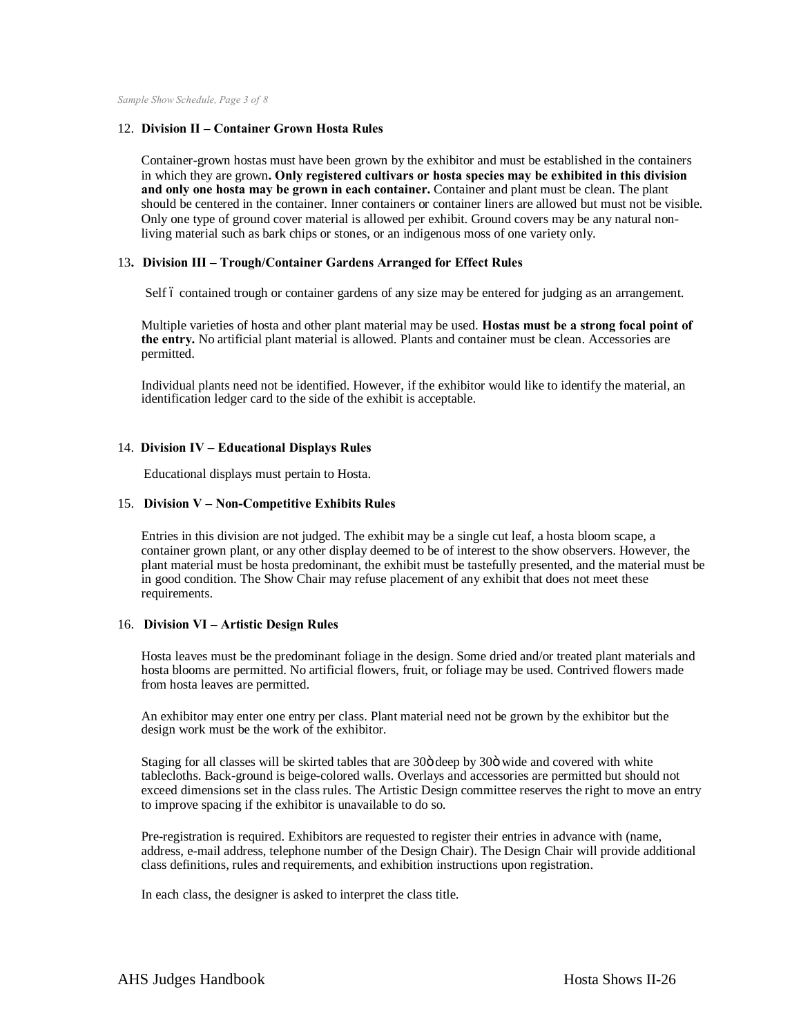12. **Division II – Container Grown Hosta Rules**

Container-grown hostas must have been grown by the exhibitor and must be established in the containers in which they are grown**. Only registered cultivars or hosta species may be exhibited in this division and only one hosta may be grown in each container.** Container and plant must be clean. The plant should be centered in the container. Inner containers or container liners are allowed but must not be visible. Only one type of ground cover material is allowed per exhibit. Ground covers may be any natural non-living material such as bark chips or stones, or an indigenous moss of one variety only.

13**. Division III – Trough/Container Gardens Arranged for Effect Rules**

Self ó contained trough or container gardens of any size may be entered for judging as an arrangement.

Multiple varieties of hosta and other plant material may be used. **Hostas must be a strong focal point of the entry.** No artificial plant material is allowed. Plants and container must be clean. Accessories are permitted.

Individual plants need not be identified. However, if the exhibitor would like to identify the material, an identification ledger card to the side of the exhibit is acceptable.

14. **Division IV – Educational Displays Rules**

Educational displays must pertain to Hosta.

15. **Division V – Non-Competitive Exhibits Rules**

Entries in this division are not judged. The exhibit may be a single cut leaf, a hosta bloom scape, a container grown plant, or any other display deemed to be of interest to the show observers. However, the plant material must be hosta predominant, the exhibit must be tastefully presented, and the material must be in good condition. The Show Chair may refuse placement of any exhibit that does not meet these requirements.

16. **Division VI – Artistic Design Rules**

Hosta leaves must be the predominant foliage in the design. Some dried and/or treated plant materials and hosta blooms are permitted. No artificial flowers, fruit, or foliage may be used. Contrived flowers made from hosta leaves are permitted.

An exhibitor may enter one entry per class. Plant material need not be grown by the exhibitor but the design work must be the work of the exhibitor.

Staging for all classes will be skirted tables that are 30ö deep by 30ö wide and covered with white tablecloths. Back-ground is beige-colored walls. Overlays and accessories are permitted but should not exceed dimensions set in the class rules. The Artistic Design committee reserves the right to move an entry to improve spacing if the exhibitor is unavailable to do so.

Pre-registration is required. Exhibitors are requested to register their entries in advance with (name, address, e-mail address, telephone number of the Design Chair). The Design Chair will provide additional class definitions, rules and requirements, and exhibition instructions upon registration.

In each class, the designer is asked to interpret the class title.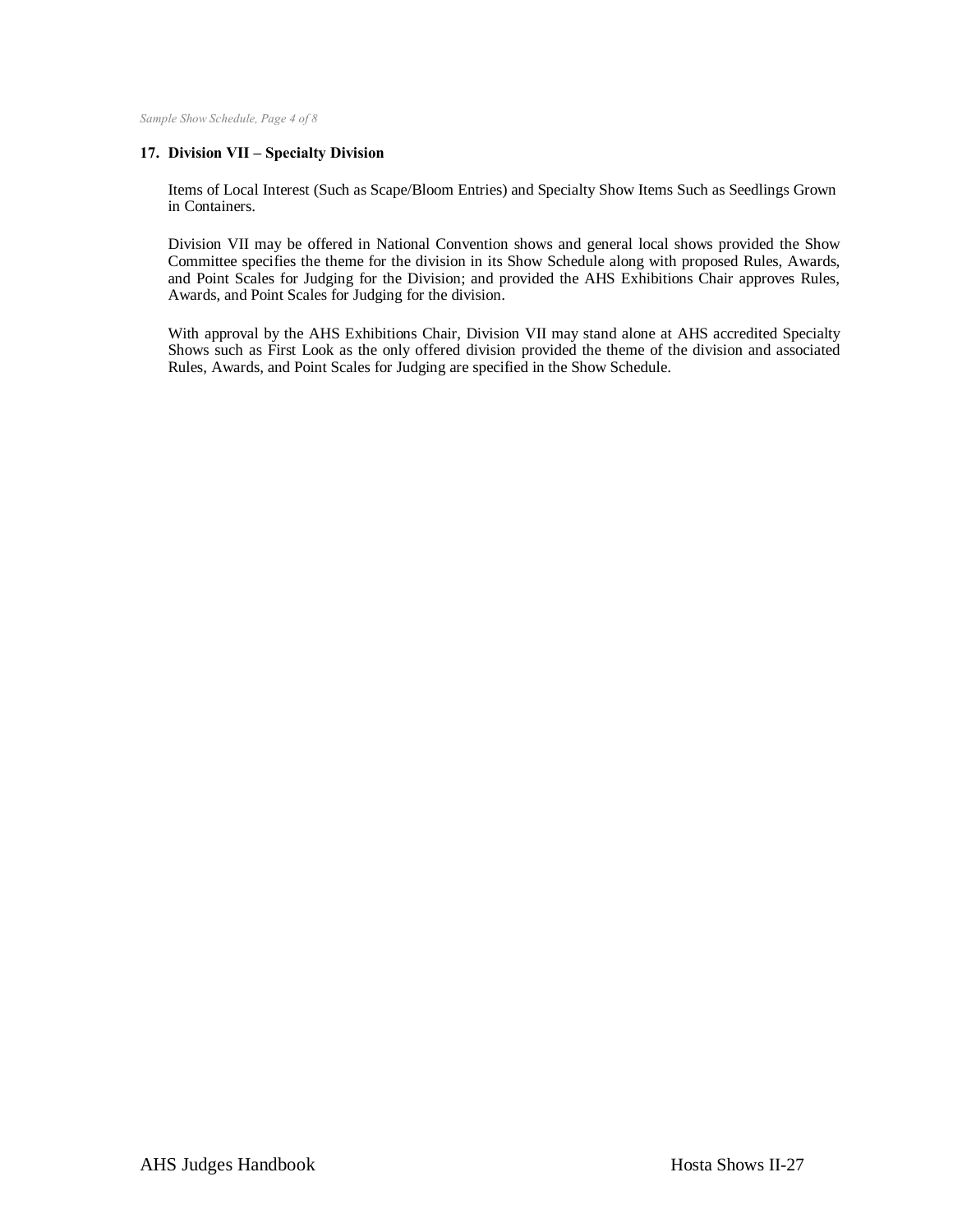**17. Division VII – Specialty Division**

Items of Local Interest (Such as Scape/Bloom Entries) and Specialty Show Items Such as Seedlings Grown in Containers.

Division VII may be offered in National Convention shows and general local shows provided the Show Committee specifies the theme for the division in its Show Schedule along with proposed Rules, Awards, and Point Scales for Judging for the Division; and provided the AHS Exhibitions Chair approves Rules, Awards, and Point Scales for Judging for the division.

With approval by the AHS Exhibitions Chair, Division VII may stand alone at AHS accredited Specialty Shows such as First Look as the only offered division provided the theme of the division and associated Rules, Awards, and Point Scales for Judging are specified in the Show Schedule.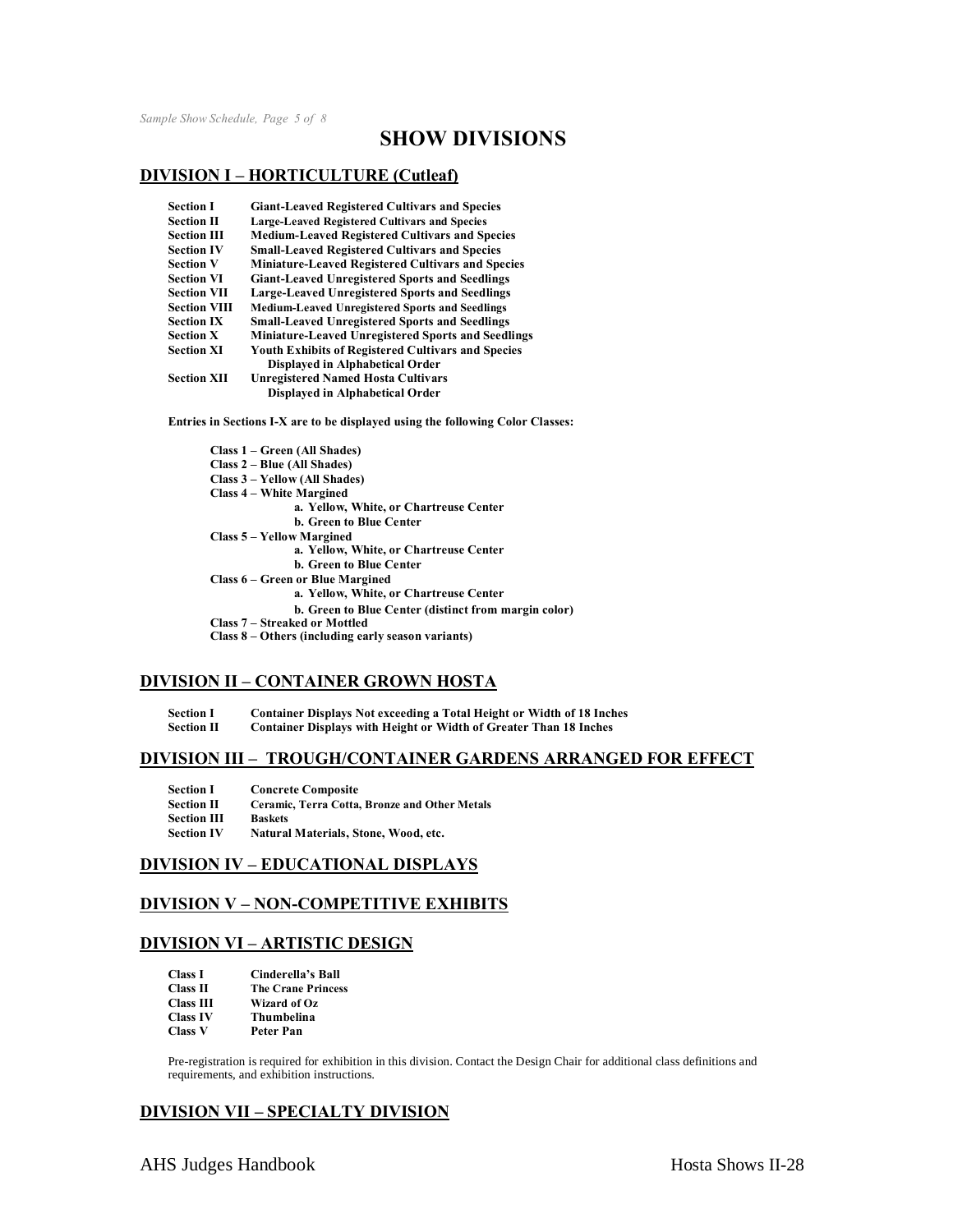# SHOW DIVISIONS

## DIVISION I – HORTICULTURE (Cutleaf)

| | |
|---|---|
| **Section I** | **Giant-Leaved Registered Cultivars and Species** |
| **Section II** | **Large-Leaved Registered Cultivars and Species** |
| **Section III** | **Medium-Leaved Registered Cultivars and Species** |
| **Section IV** | **Small-Leaved Registered Cultivars and Species** |
| **Section V** | **Miniature-Leaved Registered Cultivars and Species** |
| **Section VI** | **Giant-Leaved Unregistered Sports and Seedlings** |
| **Section VII** | **Large-Leaved Unregistered Sports and Seedlings** |
| **Section VIII** | **Medium-Leaved Unregistered Sports and Seedlings** |
| **Section IX** | **Small-Leaved Unregistered Sports and Seedlings** |
| **Section X** | **Miniature-Leaved Unregistered Sports and Seedlings** |
| **Section XI** | **Youth Exhibits of Registered Cultivars and Species Displayed in Alphabetical Order** |
| **Section XII** | **Unregistered Named Hosta Cultivars Displayed in Alphabetical Order** |

**Entries in Sections I-X are to be displayed using the following Color Classes:**

- **Class 1 – Green (All Shades)**
- **Class 2 – Blue (All Shades)**
- **Class 3 – Yellow (All Shades)**
- **Class 4 – White Margined**
  - **a. Yellow, White, or Chartreuse Center**
  - **b. Green to Blue Center**
- **Class 5 – Yellow Margined**
  - **a. Yellow, White, or Chartreuse Center**
  - **b. Green to Blue Center**
- **Class 6 – Green or Blue Margined**
  - **a. Yellow, White, or Chartreuse Center**
  - **b. Green to Blue Center (distinct from margin color)**
- **Class 7 – Streaked or Mottled**
- **Class 8 – Others (including early season variants)**

## DIVISION II – CONTAINER GROWN HOSTA

| | |
|---|---|
| **Section I** | **Container Displays Not exceeding a Total Height or Width of 18 Inches** |
| **Section II** | **Container Displays with Height or Width of Greater Than 18 Inches** |

## DIVISION III – TROUGH/CONTAINER GARDENS ARRANGED FOR EFFECT

| | |
|---|---|
| **Section I** | **Concrete Composite** |
| **Section II** | **Ceramic, Terra Cotta, Bronze and Other Metals** |
| **Section III** | **Baskets** |
| **Section IV** | **Natural Materials, Stone, Wood, etc.** |

## DIVISION IV – EDUCATIONAL DISPLAYS

## DIVISION V – NON-COMPETITIVE EXHIBITS

## DIVISION VI – ARTISTIC DESIGN

| | |
|---|---|
| **Class I** | **Cinderella's Ball** |
| **Class II** | **The Crane Princess** |
| **Class III** | **Wizard of Oz** |
| **Class IV** | **Thumbelina** |
| **Class V** | **Peter Pan** |

Pre-registration is required for exhibition in this division. Contact the Design Chair for additional class definitions and requirements, and exhibition instructions.

## DIVISION VII – SPECIALTY DIVISION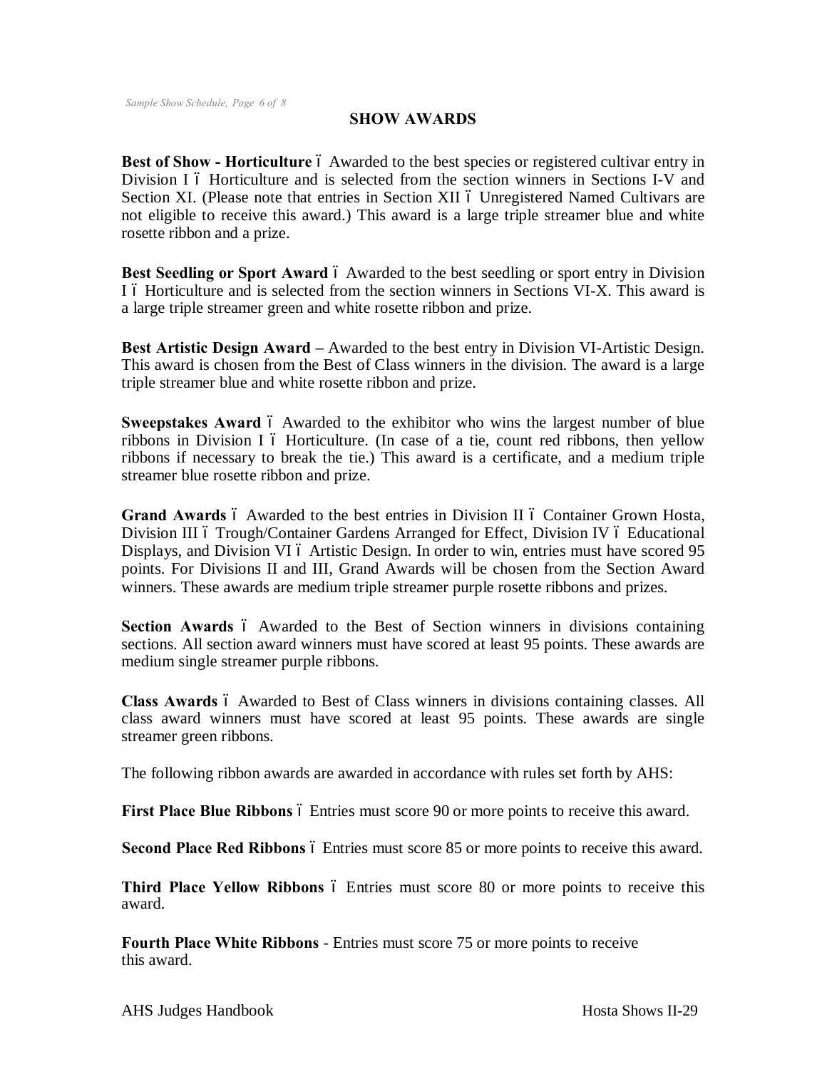## SHOW AWARDS

**Best of Show - Horticulture** – Awarded to the best species or registered cultivar entry in Division I – Horticulture and is selected from the section winners in Sections I-V and Section XI. (Please note that entries in Section XII – Unregistered Named Cultivars are not eligible to receive this award.) This award is a large triple streamer blue and white rosette ribbon and a prize.

**Best Seedling or Sport Award** – Awarded to the best seedling or sport entry in Division I – Horticulture and is selected from the section winners in Sections VI-X. This award is a large triple streamer green and white rosette ribbon and prize.

**Best Artistic Design Award** – Awarded to the best entry in Division VI-Artistic Design. This award is chosen from the Best of Class winners in the division. The award is a large triple streamer blue and white rosette ribbon and prize.

**Sweepstakes Award** – Awarded to the exhibitor who wins the largest number of blue ribbons in Division I – Horticulture. (In case of a tie, count red ribbons, then yellow ribbons if necessary to break the tie.) This award is a certificate, and a medium triple streamer blue rosette ribbon and prize.

**Grand Awards** – Awarded to the best entries in Division II – Container Grown Hosta, Division III – Trough/Container Gardens Arranged for Effect, Division IV – Educational Displays, and Division VI – Artistic Design. In order to win, entries must have scored 95 points. For Divisions II and III, Grand Awards will be chosen from the Section Award winners. These awards are medium triple streamer purple rosette ribbons and prizes.

**Section Awards** – Awarded to the Best of Section winners in divisions containing sections. All section award winners must have scored at least 95 points. These awards are medium single streamer purple ribbons.

**Class Awards** – Awarded to Best of Class winners in divisions containing classes. All class award winners must have scored at least 95 points. These awards are single streamer green ribbons.

The following ribbon awards are awarded in accordance with rules set forth by AHS:

**First Place Blue Ribbons** – Entries must score 90 or more points to receive this award.

**Second Place Red Ribbons** – Entries must score 85 or more points to receive this award.

**Third Place Yellow Ribbons** – Entries must score 80 or more points to receive this award.

**Fourth Place White Ribbons** - Entries must score 75 or more points to receive this award.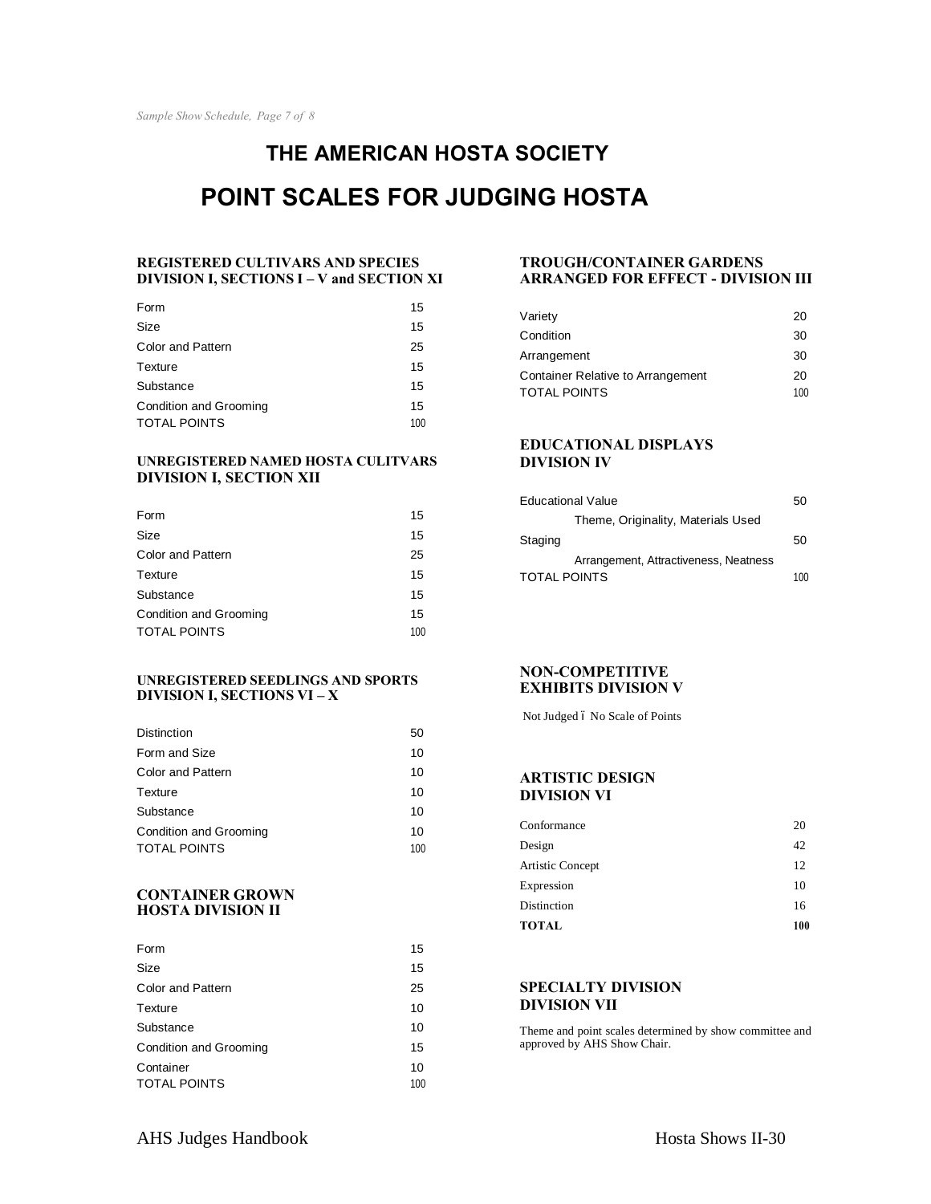# THE AMERICAN HOSTA SOCIETY

## POINT SCALES FOR JUDGING HOSTA

### REGISTERED CULTIVARS AND SPECIES DIVISION I, SECTIONS I – V and SECTION XI

| | |
|---|---|
| Form | 15 |
| Size | 15 |
| Color and Pattern | 25 |
| Texture | 15 |
| Substance | 15 |
| Condition and Grooming | 15 |
| TOTAL POINTS | 100 |

### UNREGISTERED NAMED HOSTA CULITVARS DIVISION I, SECTION XII

| | |
|---|---|
| Form | 15 |
| Size | 15 |
| Color and Pattern | 25 |
| Texture | 15 |
| Substance | 15 |
| Condition and Grooming | 15 |
| TOTAL POINTS | 100 |

### UNREGISTERED SEEDLINGS AND SPORTS DIVISION I, SECTIONS VI – X

| | |
|---|---|
| Distinction | 50 |
| Form and Size | 10 |
| Color and Pattern | 10 |
| Texture | 10 |
| Substance | 10 |
| Condition and Grooming | 10 |
| TOTAL POINTS | 100 |

### CONTAINER GROWN HOSTA DIVISION II

| | |
|---|---|
| Form | 15 |
| Size | 15 |
| Color and Pattern | 25 |
| Texture | 10 |
| Substance | 10 |
| Condition and Grooming | 15 |
| Container | 10 |
| TOTAL POINTS | 100 |

### TROUGH/CONTAINER GARDENS ARRANGED FOR EFFECT - DIVISION III

| | |
|---|---|
| Variety | 20 |
| Condition | 30 |
| Arrangement | 30 |
| Container Relative to Arrangement | 20 |
| TOTAL POINTS | 100 |

### EDUCATIONAL DISPLAYS DIVISION IV

| | |
|---|---|
| Educational Value<br>Theme, Originality, Materials Used | 50 |
| Staging<br>Arrangement, Attractiveness, Neatness | 50 |
| TOTAL POINTS | 100 |

### NON-COMPETITIVE EXHIBITS DIVISION V

Not Judged – No Scale of Points

### ARTISTIC DESIGN DIVISION VI

| | |
|---|---|
| Conformance | 20 |
| Design | 42 |
| Artistic Concept | 12 |
| Expression | 10 |
| Distinction | 16 |
| **TOTAL** | **100** |

### SPECIALTY DIVISION DIVISION VII

Theme and point scales determined by show committee and approved by AHS Show Chair.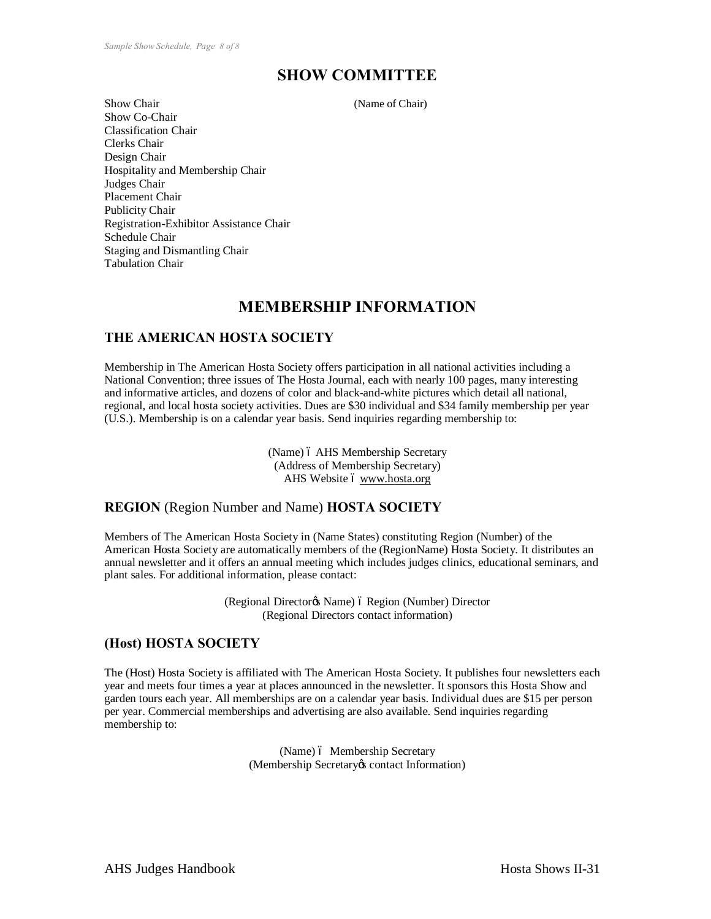## SHOW COMMITTEE

| | |
|---|---|
| Show Chair | (Name of Chair) |
| Show Co-Chair | |
| Classification Chair | |
| Clerks Chair | |
| Design Chair | |
| Hospitality and Membership Chair | |
| Judges Chair | |
| Placement Chair | |
| Publicity Chair | |
| Registration-Exhibitor Assistance Chair | |
| Schedule Chair | |
| Staging and Dismantling Chair | |
| Tabulation Chair | |

## MEMBERSHIP INFORMATION

### THE AMERICAN HOSTA SOCIETY

Membership in The American Hosta Society offers participation in all national activities including a National Convention; three issues of The Hosta Journal, each with nearly 100 pages, many interesting and informative articles, and dozens of color and black-and-white pictures which detail all national, regional, and local hosta society activities. Dues are $30 individual and $34 family membership per year (U.S.). Membership is on a calendar year basis. Send inquiries regarding membership to:

(Name) – AHS Membership Secretary
(Address of Membership Secretary)
AHS Website – www.hosta.org

### REGION (Region Number and Name) HOSTA SOCIETY

Members of The American Hosta Society in (Name States) constituting Region (Number) of the American Hosta Society are automatically members of the (RegionName) Hosta Society. It distributes an annual newsletter and it offers an annual meeting which includes judges clinics, educational seminars, and plant sales. For additional information, please contact:

(Regional Director's Name) – Region (Number) Director
(Regional Directors contact information)

### (Host) HOSTA SOCIETY

The (Host) Hosta Society is affiliated with The American Hosta Society. It publishes four newsletters each year and meets four times a year at places announced in the newsletter. It sponsors this Hosta Show and garden tours each year. All memberships are on a calendar year basis. Individual dues are $15 per person per year. Commercial memberships and advertising are also available. Send inquiries regarding membership to:

(Name) – Membership Secretary
(Membership Secretary's contact Information)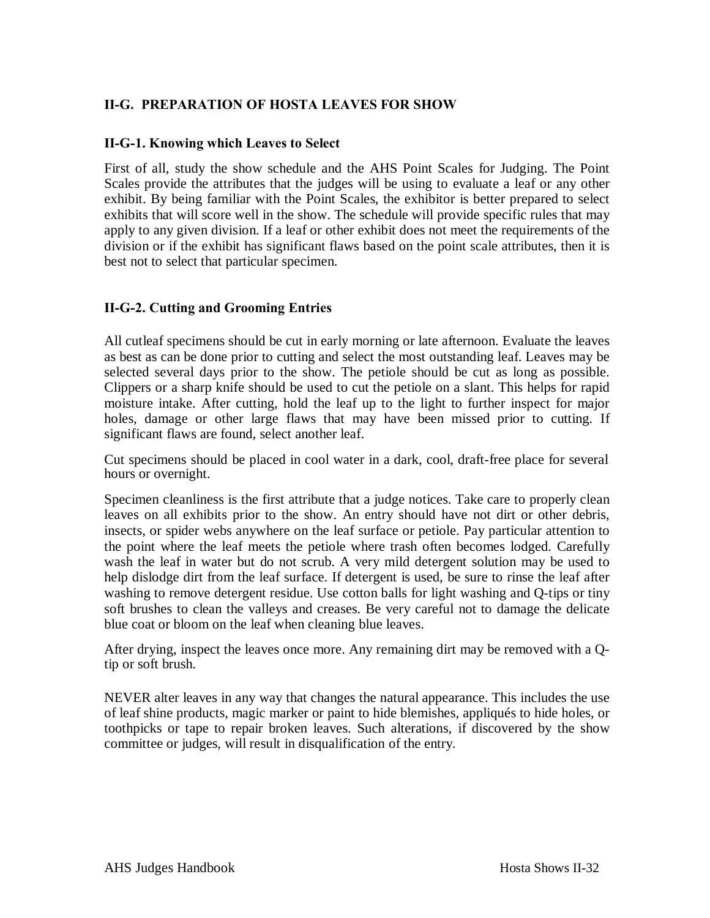## II-G. PREPARATION OF HOSTA LEAVES FOR SHOW

### II-G-1. Knowing which Leaves to Select

First of all, study the show schedule and the AHS Point Scales for Judging. The Point Scales provide the attributes that the judges will be using to evaluate a leaf or any other exhibit. By being familiar with the Point Scales, the exhibitor is better prepared to select exhibits that will score well in the show. The schedule will provide specific rules that may apply to any given division. If a leaf or other exhibit does not meet the requirements of the division or if the exhibit has significant flaws based on the point scale attributes, then it is best not to select that particular specimen.

### II-G-2. Cutting and Grooming Entries

All cutleaf specimens should be cut in early morning or late afternoon. Evaluate the leaves as best as can be done prior to cutting and select the most outstanding leaf. Leaves may be selected several days prior to the show. The petiole should be cut as long as possible. Clippers or a sharp knife should be used to cut the petiole on a slant. This helps for rapid moisture intake. After cutting, hold the leaf up to the light to further inspect for major holes, damage or other large flaws that may have been missed prior to cutting. If significant flaws are found, select another leaf.

Cut specimens should be placed in cool water in a dark, cool, draft-free place for several hours or overnight.

Specimen cleanliness is the first attribute that a judge notices. Take care to properly clean leaves on all exhibits prior to the show. An entry should have not dirt or other debris, insects, or spider webs anywhere on the leaf surface or petiole. Pay particular attention to the point where the leaf meets the petiole where trash often becomes lodged. Carefully wash the leaf in water but do not scrub. A very mild detergent solution may be used to help dislodge dirt from the leaf surface. If detergent is used, be sure to rinse the leaf after washing to remove detergent residue. Use cotton balls for light washing and Q-tips or tiny soft brushes to clean the valleys and creases. Be very careful not to damage the delicate blue coat or bloom on the leaf when cleaning blue leaves.

After drying, inspect the leaves once more. Any remaining dirt may be removed with a Q-tip or soft brush.

NEVER alter leaves in any way that changes the natural appearance. This includes the use of leaf shine products, magic marker or paint to hide blemishes, appliqués to hide holes, or toothpicks or tape to repair broken leaves. Such alterations, if discovered by the show committee or judges, will result in disqualification of the entry.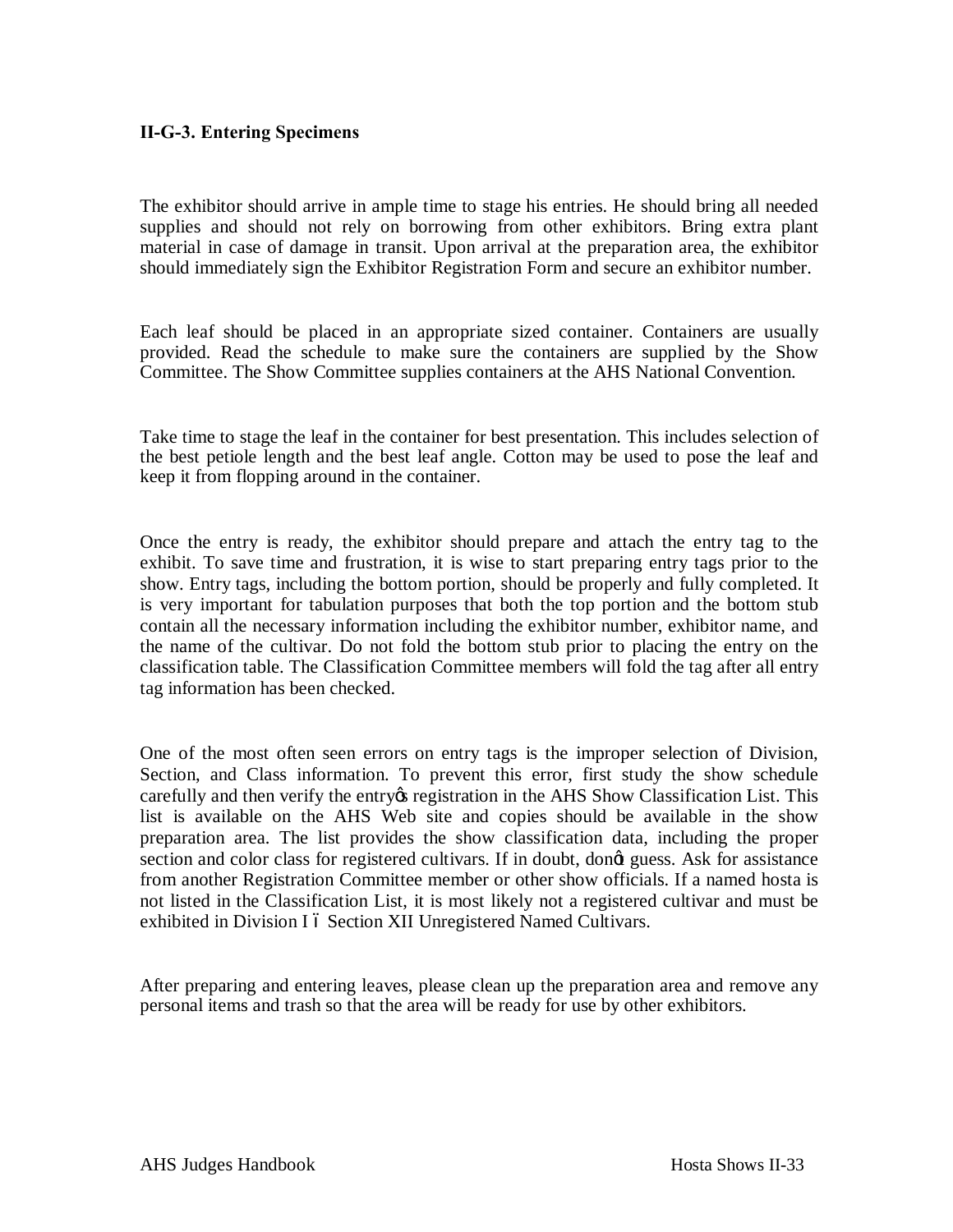### II-G-3. Entering Specimens

The exhibitor should arrive in ample time to stage his entries. He should bring all needed supplies and should not rely on borrowing from other exhibitors. Bring extra plant material in case of damage in transit. Upon arrival at the preparation area, the exhibitor should immediately sign the Exhibitor Registration Form and secure an exhibitor number.

Each leaf should be placed in an appropriate sized container. Containers are usually provided. Read the schedule to make sure the containers are supplied by the Show Committee. The Show Committee supplies containers at the AHS National Convention.

Take time to stage the leaf in the container for best presentation. This includes selection of the best petiole length and the best leaf angle. Cotton may be used to pose the leaf and keep it from flopping around in the container.

Once the entry is ready, the exhibitor should prepare and attach the entry tag to the exhibit. To save time and frustration, it is wise to start preparing entry tags prior to the show. Entry tags, including the bottom portion, should be properly and fully completed. It is very important for tabulation purposes that both the top portion and the bottom stub contain all the necessary information including the exhibitor number, exhibitor name, and the name of the cultivar. Do not fold the bottom stub prior to placing the entry on the classification table. The Classification Committee members will fold the tag after all entry tag information has been checked.

One of the most often seen errors on entry tags is the improper selection of Division, Section, and Class information. To prevent this error, first study the show schedule carefully and then verify the entry's registration in the AHS Show Classification List. This list is available on the AHS Web site and copies should be available in the show preparation area. The list provides the show classification data, including the proper section and color class for registered cultivars. If in doubt, don't guess. Ask for assistance from another Registration Committee member or other show officials. If a named hosta is not listed in the Classification List, it is most likely not a registered cultivar and must be exhibited in Division I – Section XII Unregistered Named Cultivars.

After preparing and entering leaves, please clean up the preparation area and remove any personal items and trash so that the area will be ready for use by other exhibitors.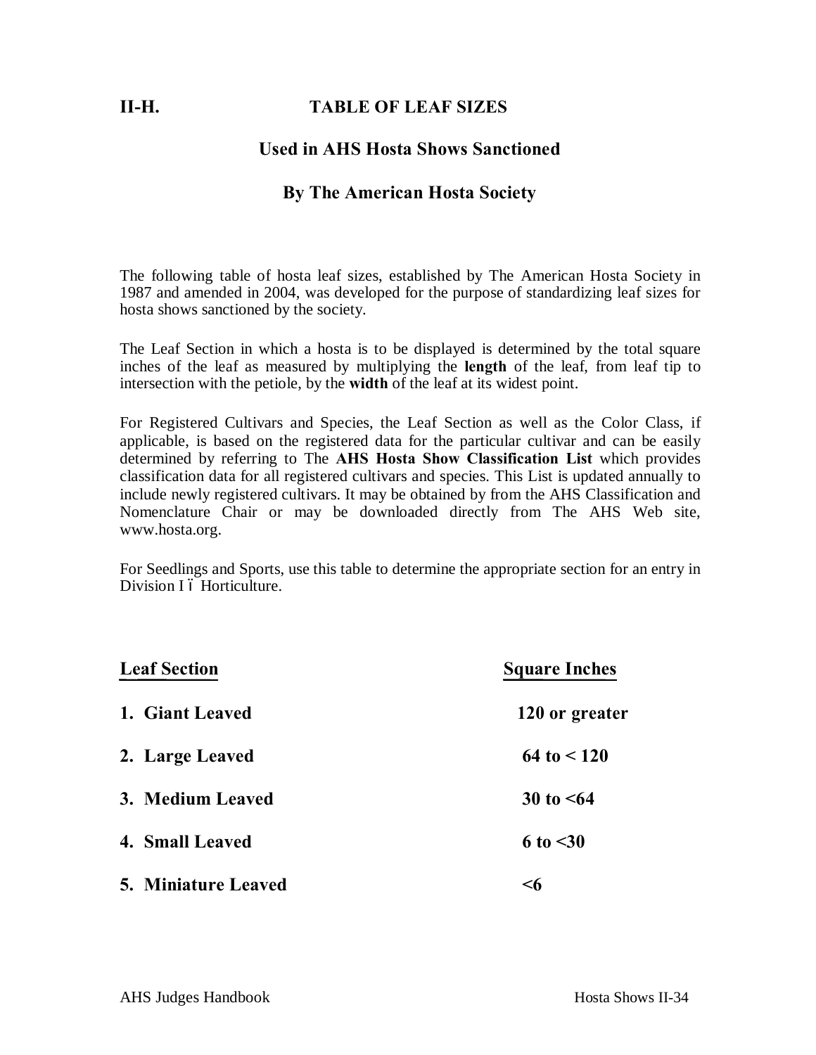## II-H. TABLE OF LEAF SIZES

### Used in AHS Hosta Shows Sanctioned

### By The American Hosta Society

The following table of hosta leaf sizes, established by The American Hosta Society in 1987 and amended in 2004, was developed for the purpose of standardizing leaf sizes for hosta shows sanctioned by the society.

The Leaf Section in which a hosta is to be displayed is determined by the total square inches of the leaf as measured by multiplying the **length** of the leaf, from leaf tip to intersection with the petiole, by the **width** of the leaf at its widest point.

For Registered Cultivars and Species, the Leaf Section as well as the Color Class, if applicable, is based on the registered data for the particular cultivar and can be easily determined by referring to The **AHS Hosta Show Classification List** which provides classification data for all registered cultivars and species. This List is updated annually to include newly registered cultivars. It may be obtained by from the AHS Classification and Nomenclature Chair or may be downloaded directly from The AHS Web site, www.hosta.org.

For Seedlings and Sports, use this table to determine the appropriate section for an entry in Division I ï Horticulture.

| Leaf Section | Square Inches |
|---|---|
| **1. Giant Leaved** | **120 or greater** |
| **2. Large Leaved** | **64 to < 120** |
| **3. Medium Leaved** | **30 to <64** |
| **4. Small Leaved** | **6 to <30** |
| **5. Miniature Leaved** | **<6** |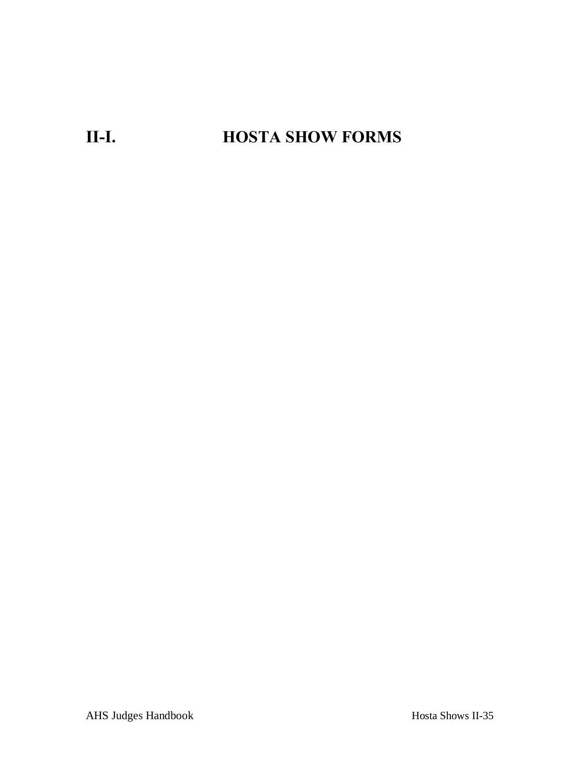# II-I. HOSTA SHOW FORMS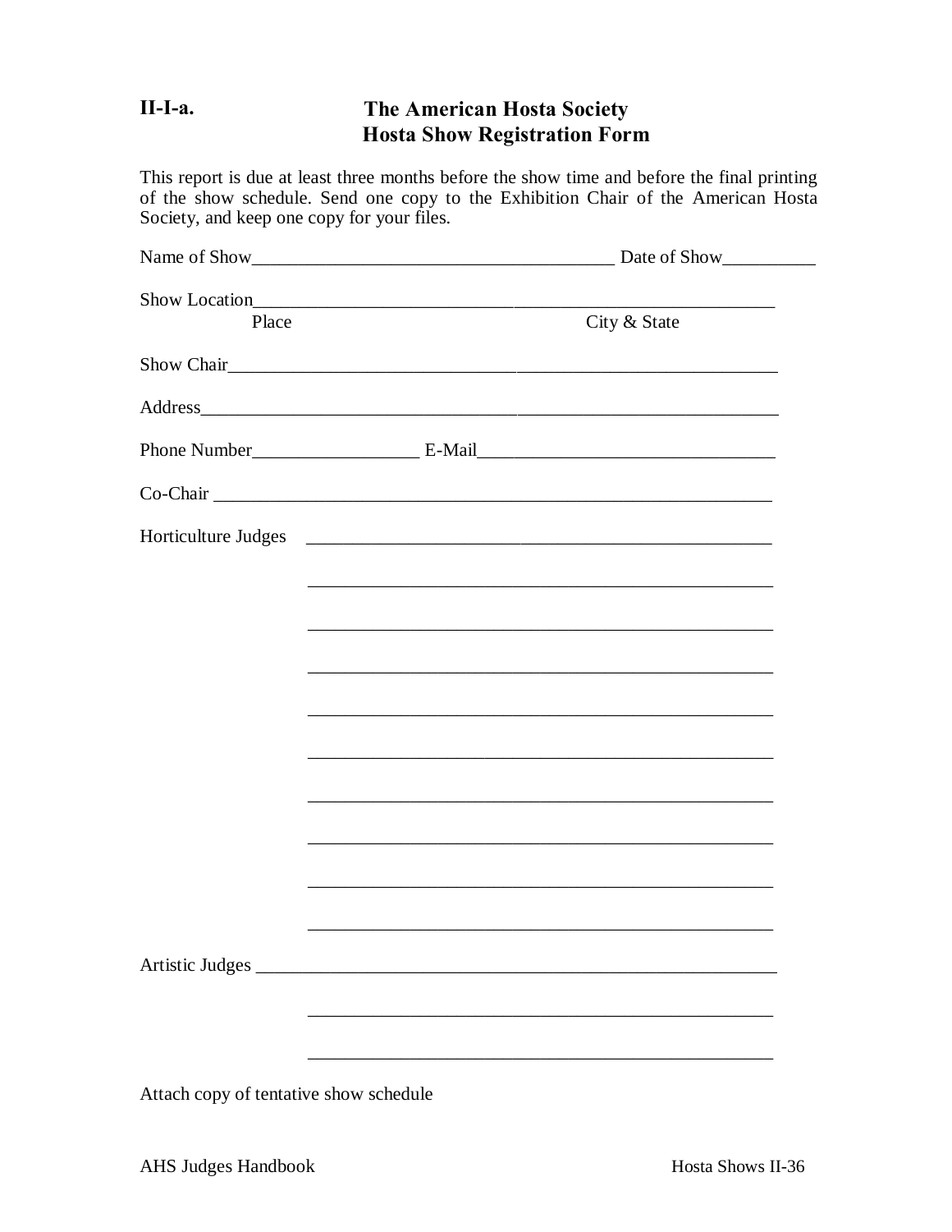**II-I-a.**

# The American Hosta Society
## Hosta Show Registration Form

This report is due at least three months before the show time and before the final printing of the show schedule. Send one copy to the Exhibition Chair of the American Hosta Society, and keep one copy for your files.

Name of Show_______________________________________ Date of Show__________

Show Location______________________________________________________
Place City & State

Show Chair_________________________________________________________

Address___________________________________________________________

Phone Number__________________ E-Mail________________________________

Co-Chair __________________________________________________________

Horticulture Judges ____________________________________________________

____________________________________________________

____________________________________________________

____________________________________________________

____________________________________________________

____________________________________________________

____________________________________________________

____________________________________________________

____________________________________________________

____________________________________________________

Artistic Judges _________________________________________________________

____________________________________________________

____________________________________________________

Attach copy of tentative show schedule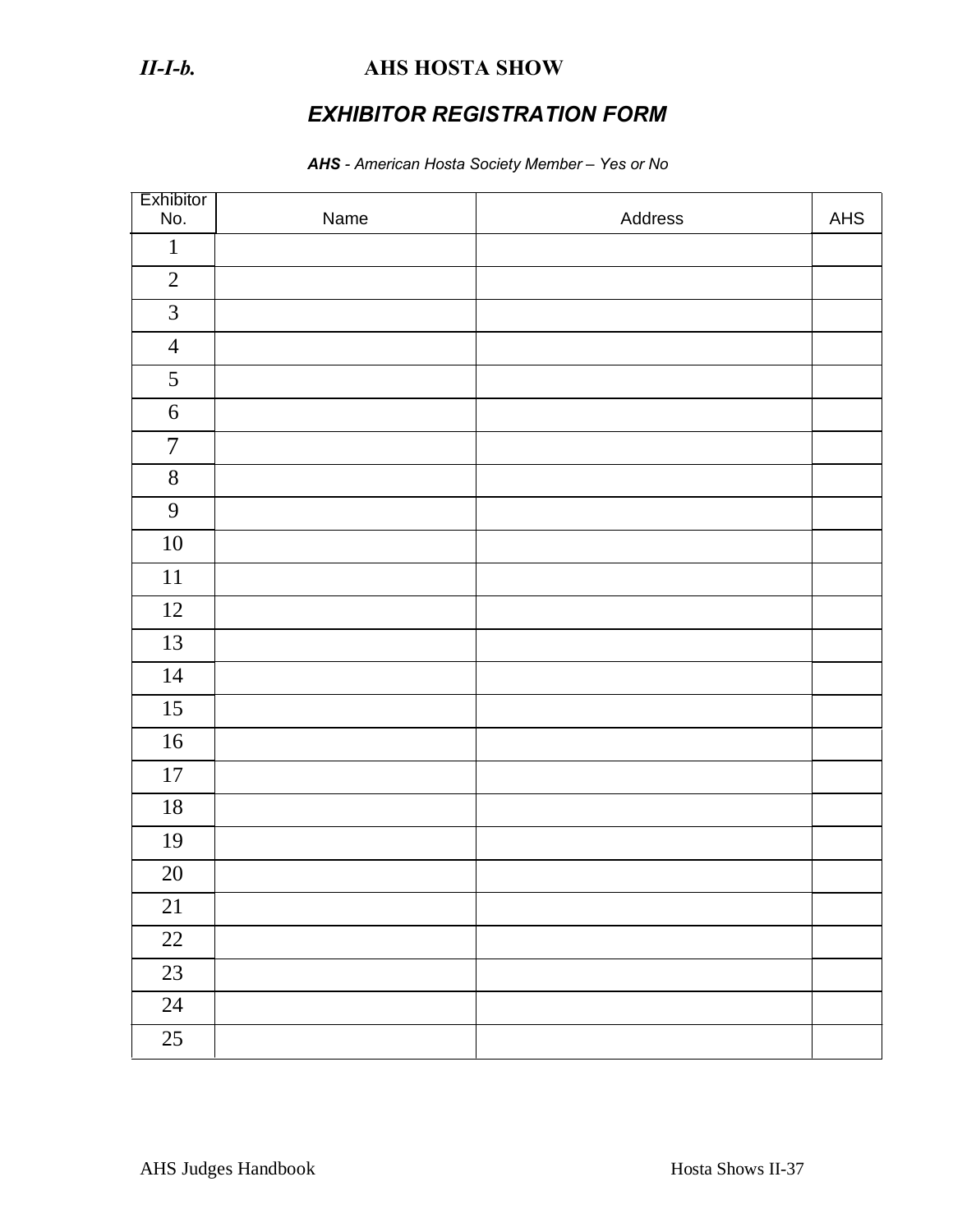*II-I-b.* **AHS HOSTA SHOW**

## *EXHIBITOR REGISTRATION FORM*

***AHS*** *- American Hosta Society Member – Yes or No*

| Exhibitor No. | Name | Address | AHS |
|---|---|---|---|
| 1 | | | |
| 2 | | | |
| 3 | | | |
| 4 | | | |
| 5 | | | |
| 6 | | | |
| 7 | | | |
| 8 | | | |
| 9 | | | |
| 10 | | | |
| 11 | | | |
| 12 | | | |
| 13 | | | |
| 14 | | | |
| 15 | | | |
| 16 | | | |
| 17 | | | |
| 18 | | | |
| 19 | | | |
| 20 | | | |
| 21 | | | |
| 22 | | | |
| 23 | | | |
| 24 | | | |
| 25 | | | |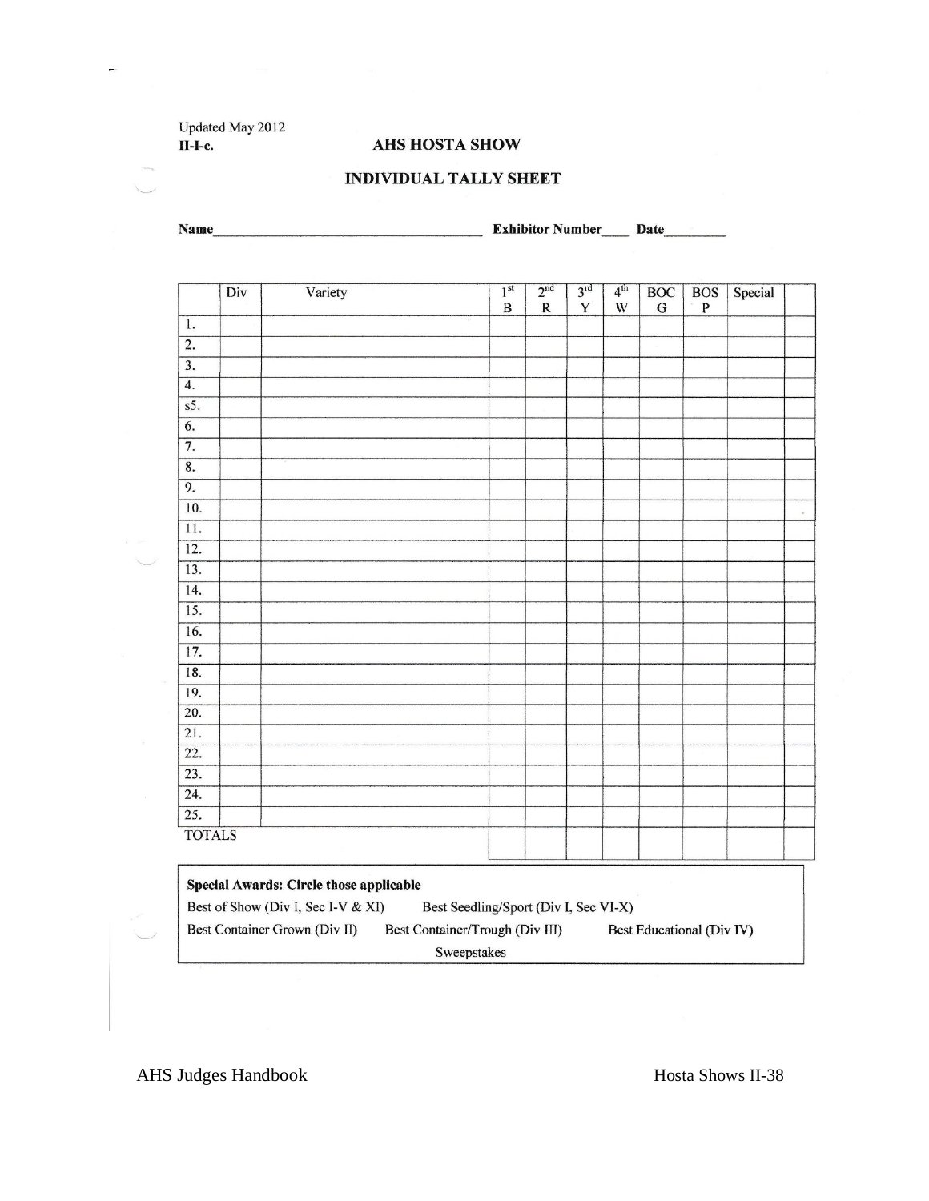Updated May 2012

II-I-c.

# AHS HOSTA SHOW

## INDIVIDUAL TALLY SHEET

**Name**\_\_\_\_\_\_\_\_\_\_\_\_\_\_\_\_\_\_\_\_\_\_\_\_\_\_\_\_\_\_\_\_\_\_\_\_ **Exhibitor Number**\_\_\_\_ **Date**\_\_\_\_\_\_\_\_

| | Div | Variety | 1st B | 2nd R | 3rd Y | 4th W | BOC G | BOS P | Special | |
|---|---|---|---|---|---|---|---|---|---|---|
| 1. | | | | | | | | | | |
| 2. | | | | | | | | | | |
| 3. | | | | | | | | | | |
| 4. | | | | | | | | | | |
| s5. | | | | | | | | | | |
| 6. | | | | | | | | | | |
| 7. | | | | | | | | | | |
| 8. | | | | | | | | | | |
| 9. | | | | | | | | | | |
| 10. | | | | | | | | | | |
| 11. | | | | | | | | | | |
| 12. | | | | | | | | | | |
| 13. | | | | | | | | | | |
| 14. | | | | | | | | | | |
| 15. | | | | | | | | | | |
| 16. | | | | | | | | | | |
| 17. | | | | | | | | | | |
| 18. | | | | | | | | | | |
| 19. | | | | | | | | | | |
| 20. | | | | | | | | | | |
| 21. | | | | | | | | | | |
| 22. | | | | | | | | | | |
| 23. | | | | | | | | | | |
| 24. | | | | | | | | | | |
| 25. | | | | | | | | | | |
| TOTALS | | | | | | | | | | |

**Special Awards: Circle those applicable**

Best of Show (Div I, Sec I-V & XI) Best Seedling/Sport (Div I, Sec VI-X)

Best Container Grown (Div II) Best Container/Trough (Div III) Best Educational (Div IV)

Sweepstakes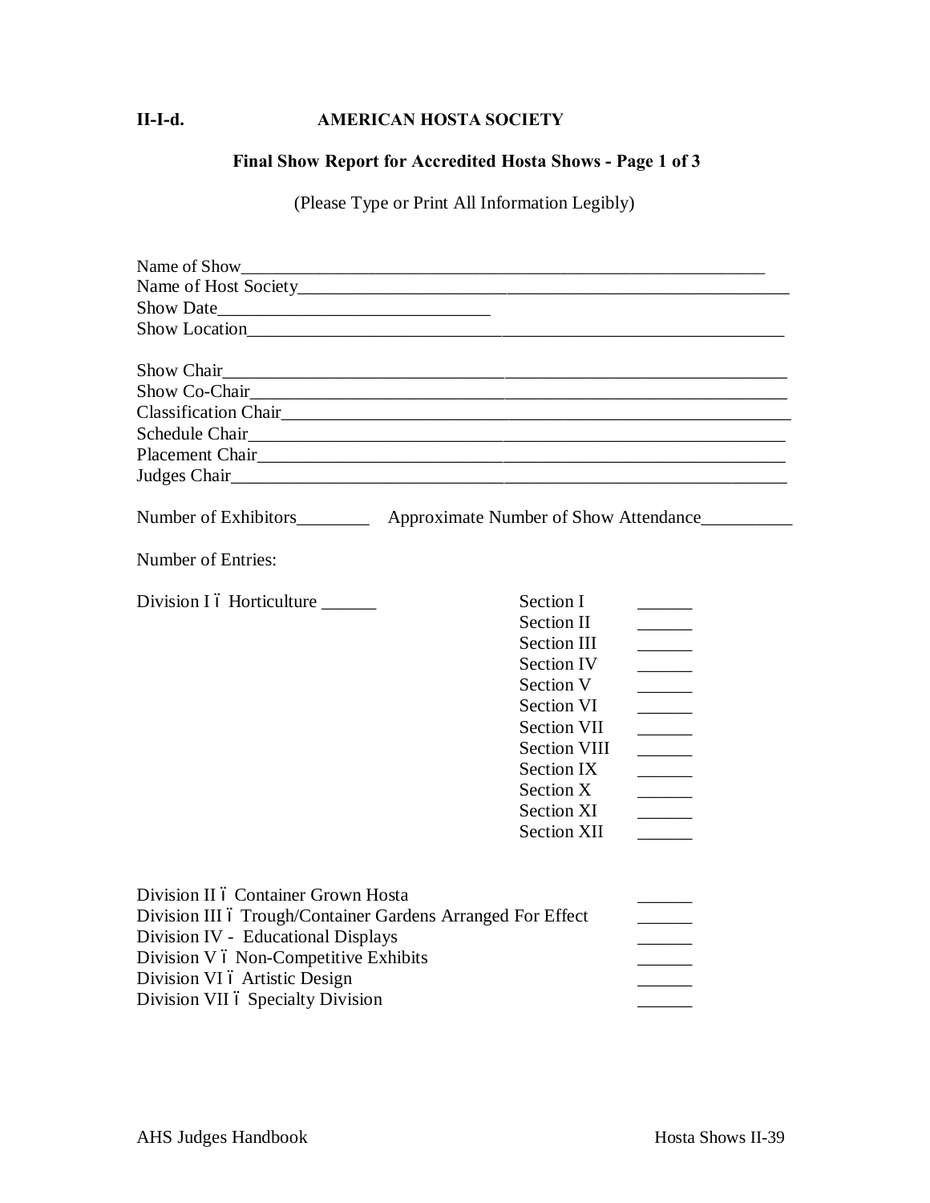**II-I-d. AMERICAN HOSTA SOCIETY**

## Final Show Report for Accredited Hosta Shows - Page 1 of 3

(Please Type or Print All Information Legibly)

Name of Show_______________________________________________________________
Name of Host Society_________________________________________________________
Show Date______________________________
Show Location______________________________________________________________

Show Chair_________________________________________________________________
Show Co-Chair______________________________________________________________
Classification Chair__________________________________________________________
Schedule Chair______________________________________________________________
Placement Chair_____________________________________________________________
Judges Chair________________________________________________________________

Number of Exhibitors________ Approximate Number of Show Attendance__________

Number of Entries:

Division I ó Horticulture ______

| | |
|---|---|
| Section I | ______ |
| Section II | ______ |
| Section III | ______ |
| Section IV | ______ |
| Section V | ______ |
| Section VI | ______ |
| Section VII | ______ |
| Section VIII | ______ |
| Section IX | ______ |
| Section X | ______ |
| Section XI | ______ |
| Section XII | ______ |

| | |
|---|---|
| Division II ó Container Grown Hosta | ______ |
| Division III ó Trough/Container Gardens Arranged For Effect | ______ |
| Division IV - Educational Displays | ______ |
| Division V ó Non-Competitive Exhibits | ______ |
| Division VI ó Artistic Design | ______ |
| Division VII ó Specialty Division | ______ |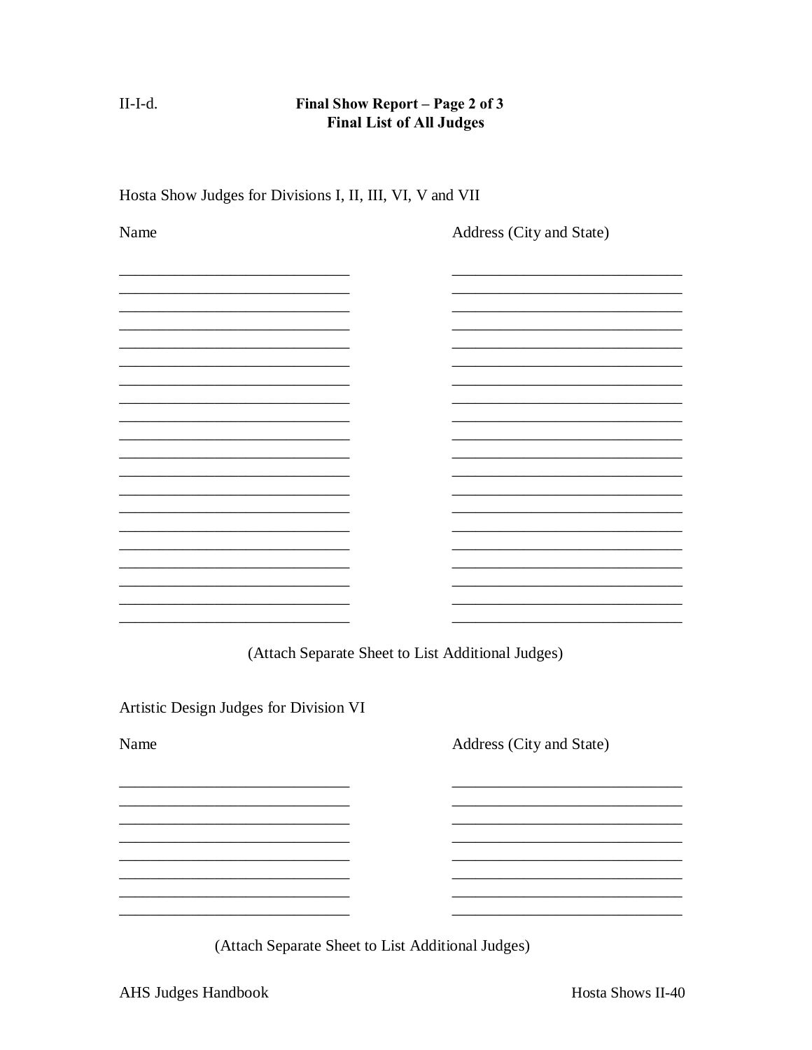II-I-d.

# Final Show Report – Page 2 of 3

## Final List of All Judges

Hosta Show Judges for Divisions I, II, III, VI, V and VII

| Name | Address (City and State) |
|---|---|
| ______________________________ | ______________________________ |
| ______________________________ | ______________________________ |
| ______________________________ | ______________________________ |
| ______________________________ | ______________________________ |
| ______________________________ | ______________________________ |
| ______________________________ | ______________________________ |
| ______________________________ | ______________________________ |
| ______________________________ | ______________________________ |
| ______________________________ | ______________________________ |
| ______________________________ | ______________________________ |
| ______________________________ | ______________________________ |
| ______________________________ | ______________________________ |
| ______________________________ | ______________________________ |
| ______________________________ | ______________________________ |
| ______________________________ | ______________________________ |
| ______________________________ | ______________________________ |
| ______________________________ | ______________________________ |
| ______________________________ | ______________________________ |
| ______________________________ | ______________________________ |
| ______________________________ | ______________________________ |

(Attach Separate Sheet to List Additional Judges)

Artistic Design Judges for Division VI

| Name | Address (City and State) |
|---|---|
| ______________________________ | ______________________________ |
| ______________________________ | ______________________________ |
| ______________________________ | ______________________________ |
| ______________________________ | ______________________________ |
| ______________________________ | ______________________________ |
| ______________________________ | ______________________________ |
| ______________________________ | ______________________________ |
| ______________________________ | ______________________________ |

(Attach Separate Sheet to List Additional Judges)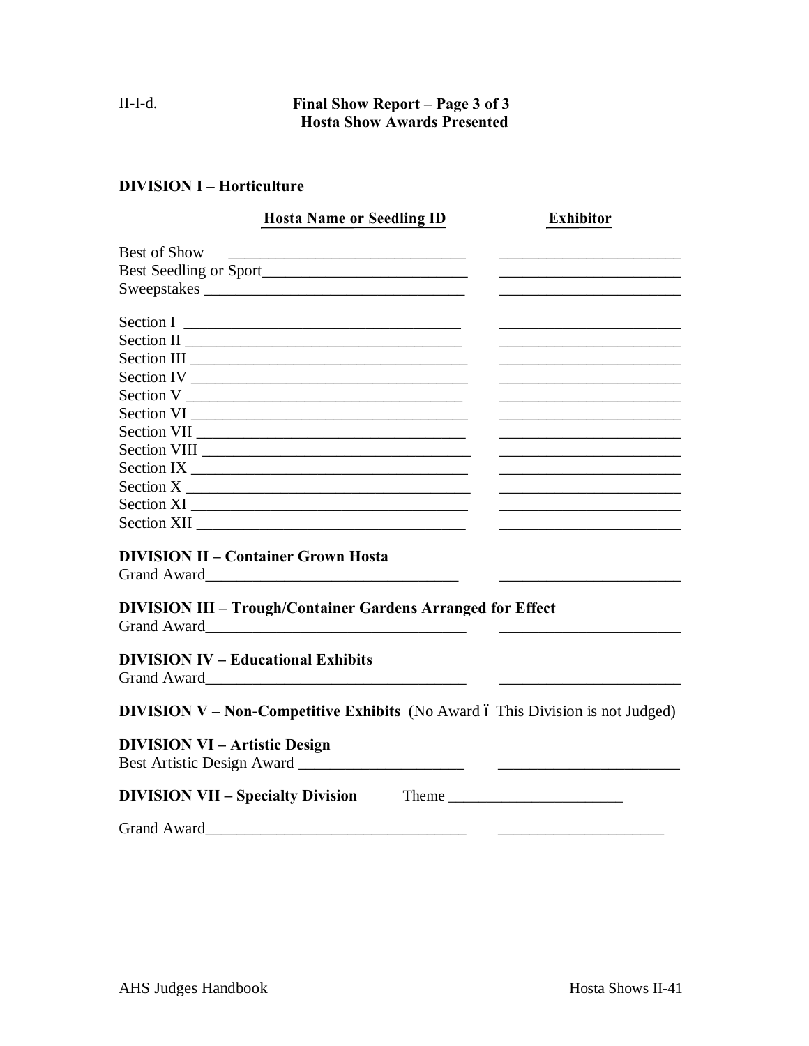II-I-d.

# Final Show Report – Page 3 of 3
## Hosta Show Awards Presented

### DIVISION I – Horticulture

| | Hosta Name or Seedling ID | Exhibitor |
|---|---|---|
| Best of Show | ______________________________ | _______________________ |
| Best Seedling or Sport | ______________________________ | _______________________ |
| Sweepstakes | ______________________________ | _______________________ |
| Section I | ______________________________ | _______________________ |
| Section II | ______________________________ | _______________________ |
| Section III | ______________________________ | _______________________ |
| Section IV | ______________________________ | _______________________ |
| Section V | ______________________________ | _______________________ |
| Section VI | ______________________________ | _______________________ |
| Section VII | ______________________________ | _______________________ |
| Section VIII | ______________________________ | _______________________ |
| Section IX | ______________________________ | _______________________ |
| Section X | ______________________________ | _______________________ |
| Section XI | ______________________________ | _______________________ |
| Section XII | ______________________________ | _______________________ |

### DIVISION II – Container Grown Hosta

Grand Award________________________________ _______________________

### DIVISION III – Trough/Container Gardens Arranged for Effect

Grand Award________________________________ _______________________

### DIVISION IV – Educational Exhibits

Grand Award________________________________ _______________________

**DIVISION V – Non-Competitive Exhibits** (No Award – This Division is not Judged)

### DIVISION VI – Artistic Design

Best Artistic Design Award _____________________ _______________________

**DIVISION VII – Specialty Division** Theme ______________________

Grand Award________________________________ _____________________

AHS Judges Handbook Hosta Shows II-41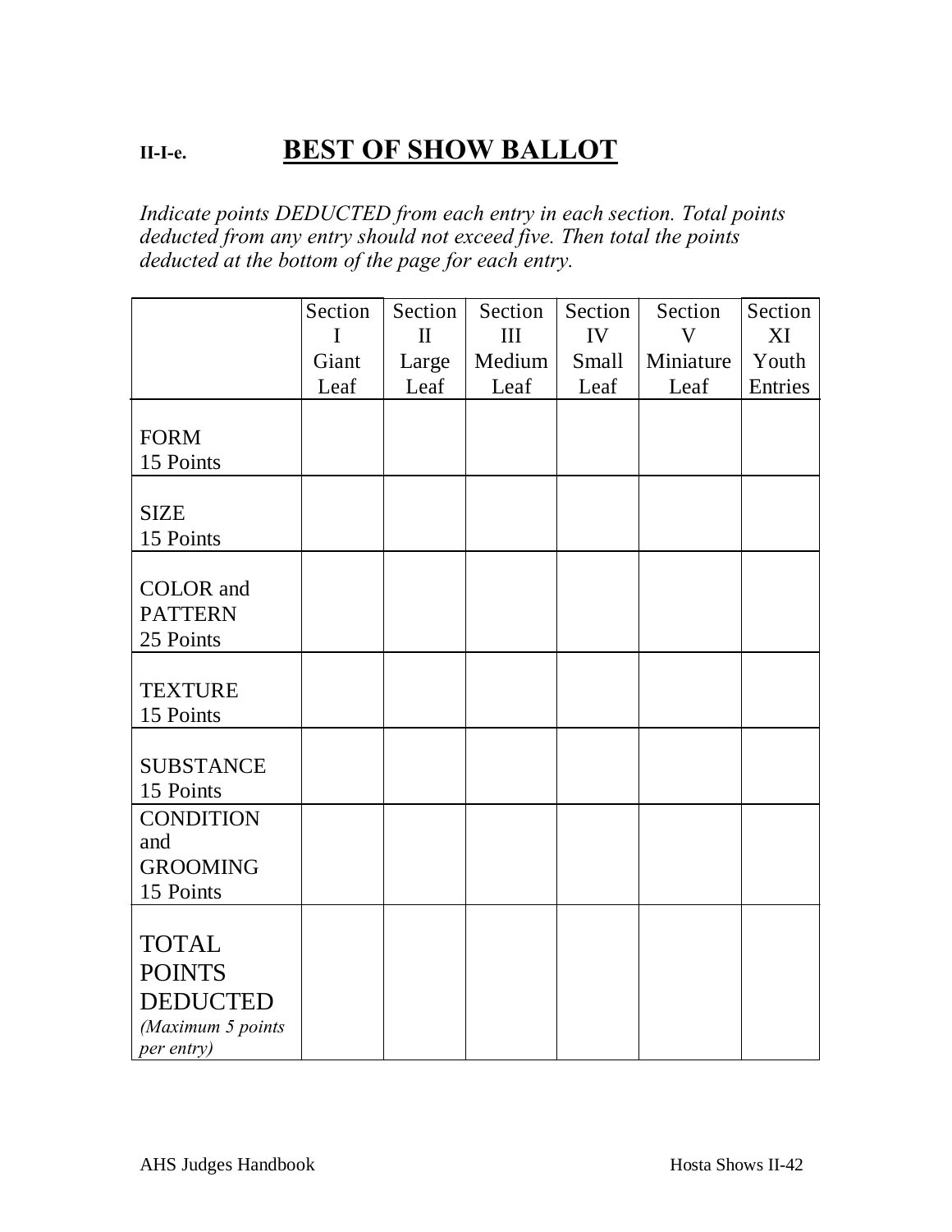## II-I-e. BEST OF SHOW BALLOT

*Indicate points DEDUCTED from each entry in each section. Total points deducted from any entry should not exceed five. Then total the points deducted at the bottom of the page for each entry.*

| | Section I Giant Leaf | Section II Large Leaf | Section III Medium Leaf | Section IV Small Leaf | Section V Miniature Leaf | Section XI Youth Entries |
|---|---|---|---|---|---|---|
| FORM 15 Points | | | | | | |
| SIZE 15 Points | | | | | | |
| COLOR and PATTERN 25 Points | | | | | | |
| TEXTURE 15 Points | | | | | | |
| SUBSTANCE 15 Points | | | | | | |
| CONDITION and GROOMING 15 Points | | | | | | |
| TOTAL POINTS DEDUCTED *(Maximum 5 points per entry)* | | | | | | |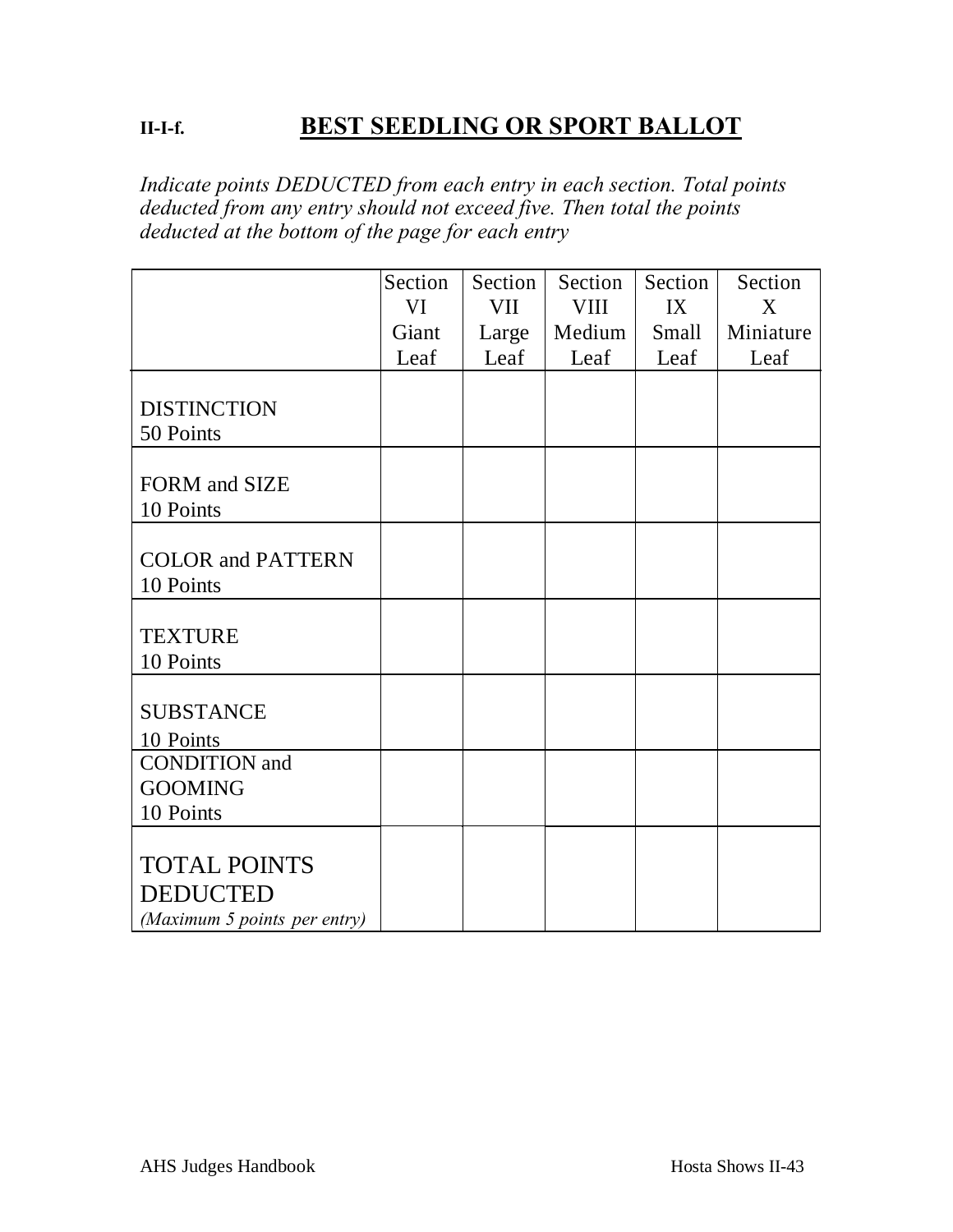## II-I-f. BEST SEEDLING OR SPORT BALLOT

*Indicate points DEDUCTED from each entry in each section. Total points deducted from any entry should not exceed five. Then total the points deducted at the bottom of the page for each entry*

| | Section VI Giant Leaf | Section VII Large Leaf | Section VIII Medium Leaf | Section IX Small Leaf | Section X Miniature Leaf |
|---|---|---|---|---|---|
| DISTINCTION 50 Points | | | | | |
| FORM and SIZE 10 Points | | | | | |
| COLOR and PATTERN 10 Points | | | | | |
| TEXTURE 10 Points | | | | | |
| SUBSTANCE 10 Points | | | | | |
| CONDITION and GOOMING 10 Points | | | | | |
| TOTAL POINTS DEDUCTED *(Maximum 5 points per entry)* | | | | | |